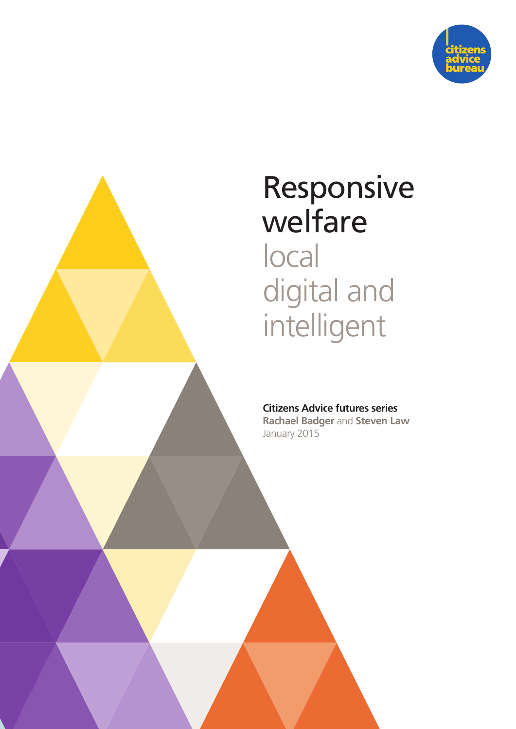citizens advice bureau

# Responsive welfare

## local digital and intelligent

**Citizens Advice futures series**

**Rachael Badger** and **Steven Law**

January 2015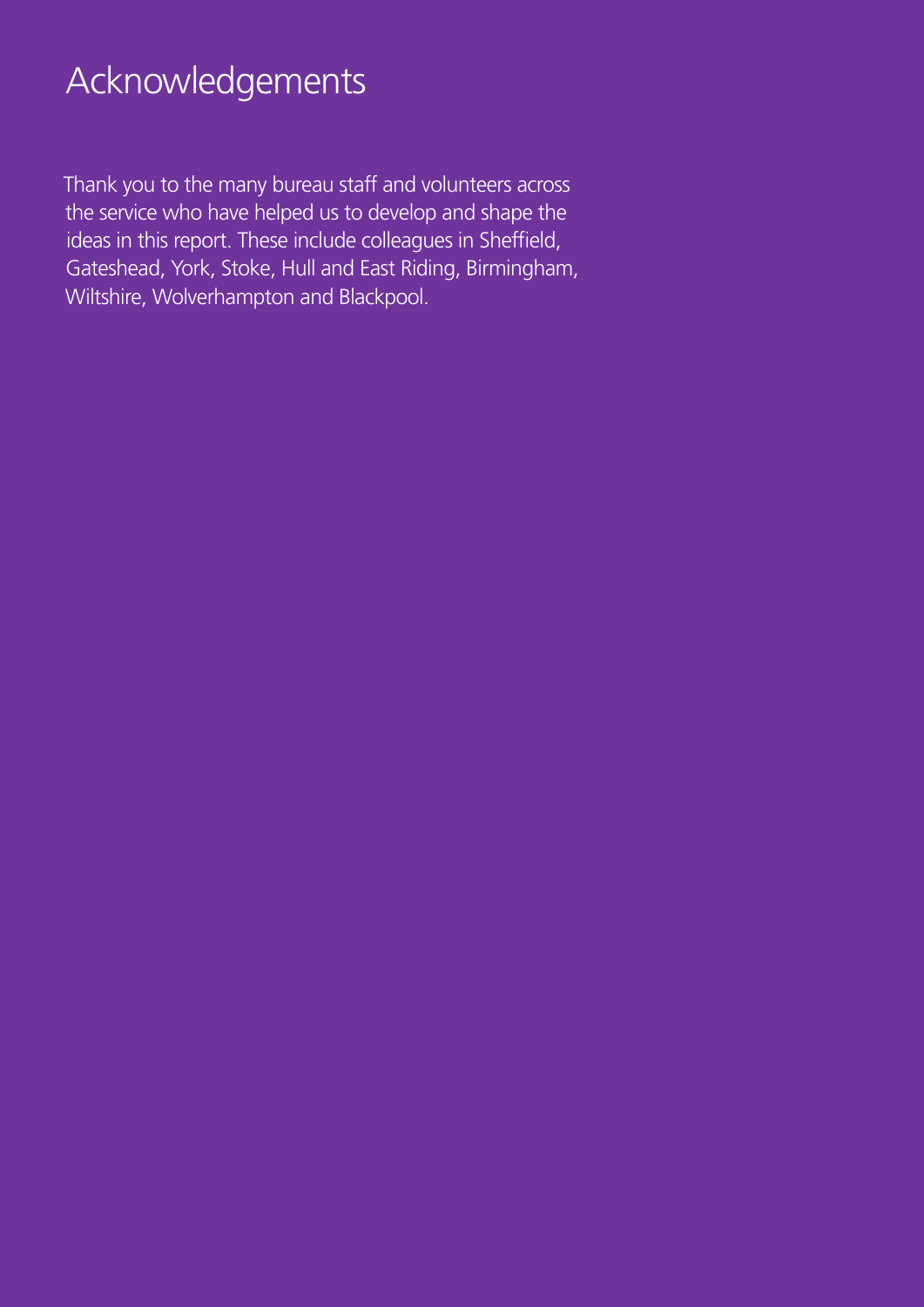# Acknowledgements

Thank you to the many bureau staff and volunteers across the service who have helped us to develop and shape the ideas in this report. These include colleagues in Sheffield, Gateshead, York, Stoke, Hull and East Riding, Birmingham, Wiltshire, Wolverhampton and Blackpool.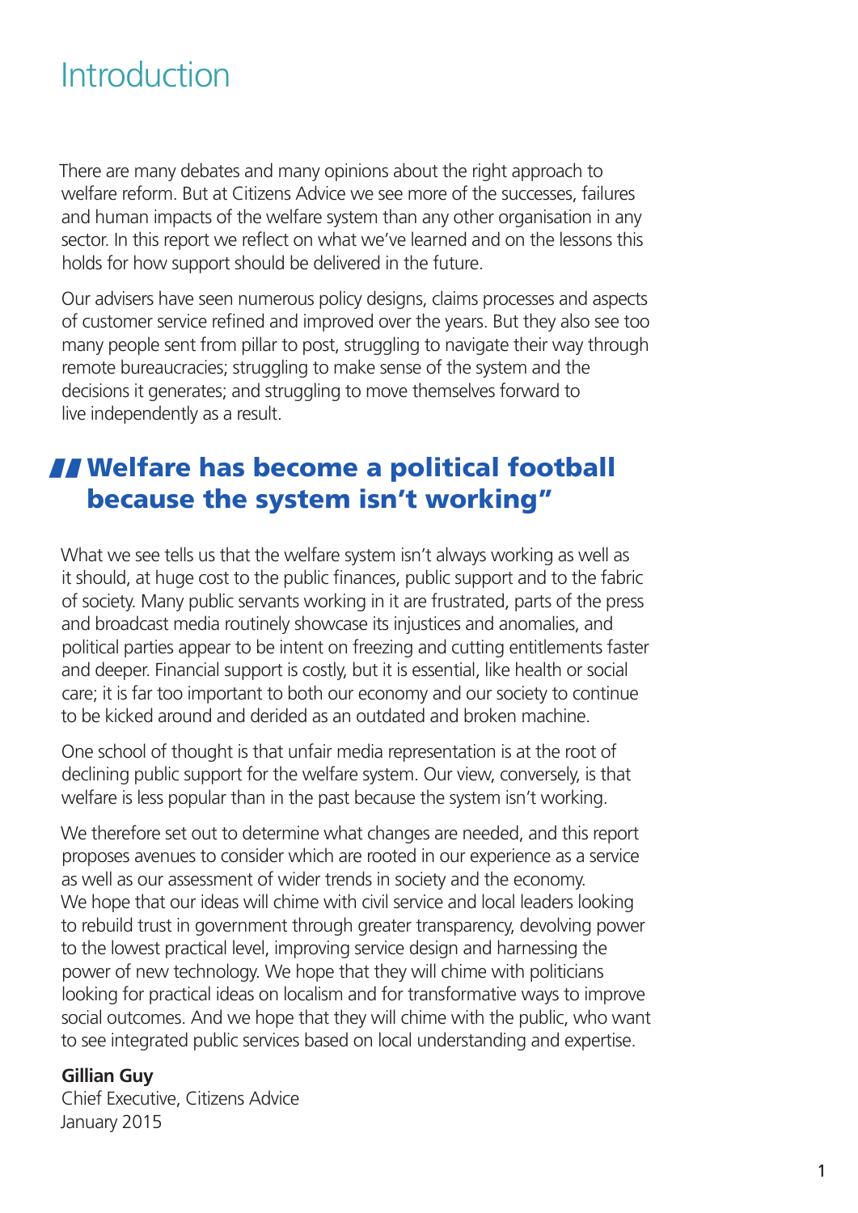# Introduction

There are many debates and many opinions about the right approach to welfare reform. But at Citizens Advice we see more of the successes, failures and human impacts of the welfare system than any other organisation in any sector. In this report we reflect on what we've learned and on the lessons this holds for how support should be delivered in the future.

Our advisers have seen numerous policy designs, claims processes and aspects of customer service refined and improved over the years. But they also see too many people sent from pillar to post, struggling to navigate their way through remote bureaucracies; struggling to make sense of the system and the decisions it generates; and struggling to move themselves forward to live independently as a result.

> **"Welfare has become a political football because the system isn't working"**

What we see tells us that the welfare system isn't always working as well as it should, at huge cost to the public finances, public support and to the fabric of society. Many public servants working in it are frustrated, parts of the press and broadcast media routinely showcase its injustices and anomalies, and political parties appear to be intent on freezing and cutting entitlements faster and deeper. Financial support is costly, but it is essential, like health or social care; it is far too important to both our economy and our society to continue to be kicked around and derided as an outdated and broken machine.

One school of thought is that unfair media representation is at the root of declining public support for the welfare system. Our view, conversely, is that welfare is less popular than in the past because the system isn't working.

We therefore set out to determine what changes are needed, and this report proposes avenues to consider which are rooted in our experience as a service as well as our assessment of wider trends in society and the economy. We hope that our ideas will chime with civil service and local leaders looking to rebuild trust in government through greater transparency, devolving power to the lowest practical level, improving service design and harnessing the power of new technology. We hope that they will chime with politicians looking for practical ideas on localism and for transformative ways to improve social outcomes. And we hope that they will chime with the public, who want to see integrated public services based on local understanding and expertise.

**Gillian Guy**
Chief Executive, Citizens Advice
January 2015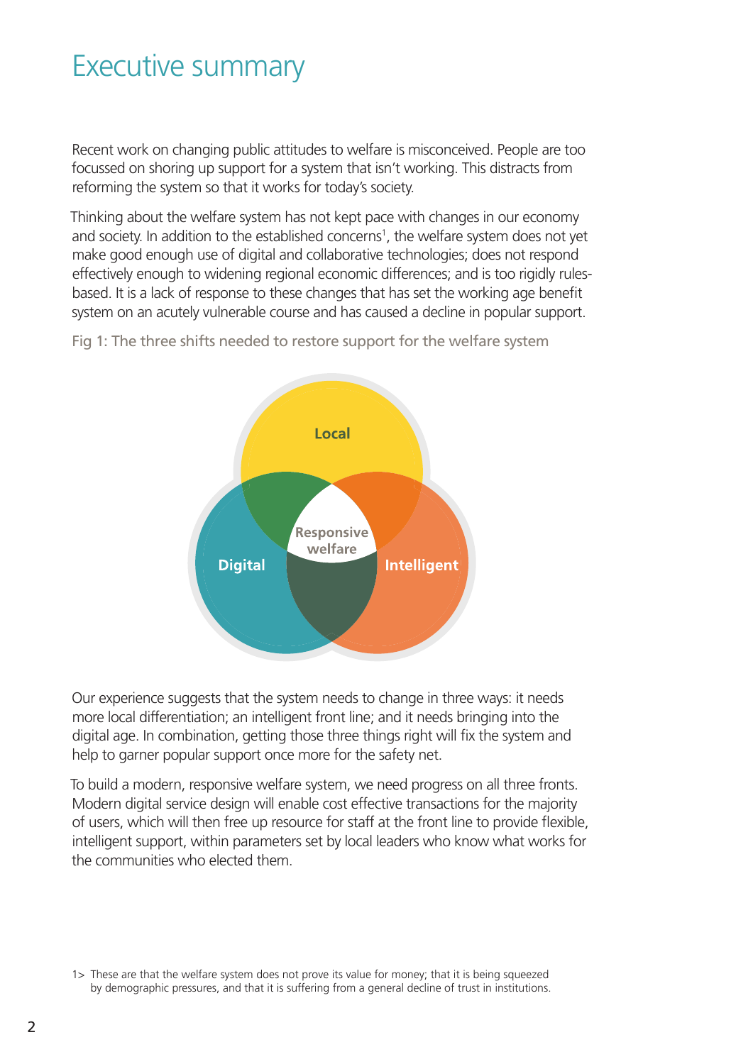# Executive summary

Recent work on changing public attitudes to welfare is misconceived. People are too focussed on shoring up support for a system that isn't working. This distracts from reforming the system so that it works for today's society.

Thinking about the welfare system has not kept pace with changes in our economy and society. In addition to the established concerns[1], the welfare system does not yet make good enough use of digital and collaborative technologies; does not respond effectively enough to widening regional economic differences; and is too rigidly rules-based. It is a lack of response to these changes that has set the working age benefit system on an acutely vulnerable course and has caused a decline in popular support.

Fig 1: The three shifts needed to restore support for the welfare system

Local

Digital

Intelligent

Responsive welfare

Our experience suggests that the system needs to change in three ways: it needs more local differentiation; an intelligent front line; and it needs bringing into the digital age. In combination, getting those three things right will fix the system and help to garner popular support once more for the safety net.

To build a modern, responsive welfare system, we need progress on all three fronts. Modern digital service design will enable cost effective transactions for the majority of users, which will then free up resource for staff at the front line to provide flexible, intelligent support, within parameters set by local leaders who know what works for the communities who elected them.

1> These are that the welfare system does not prove its value for money; that it is being squeezed by demographic pressures, and that it is suffering from a general decline of trust in institutions.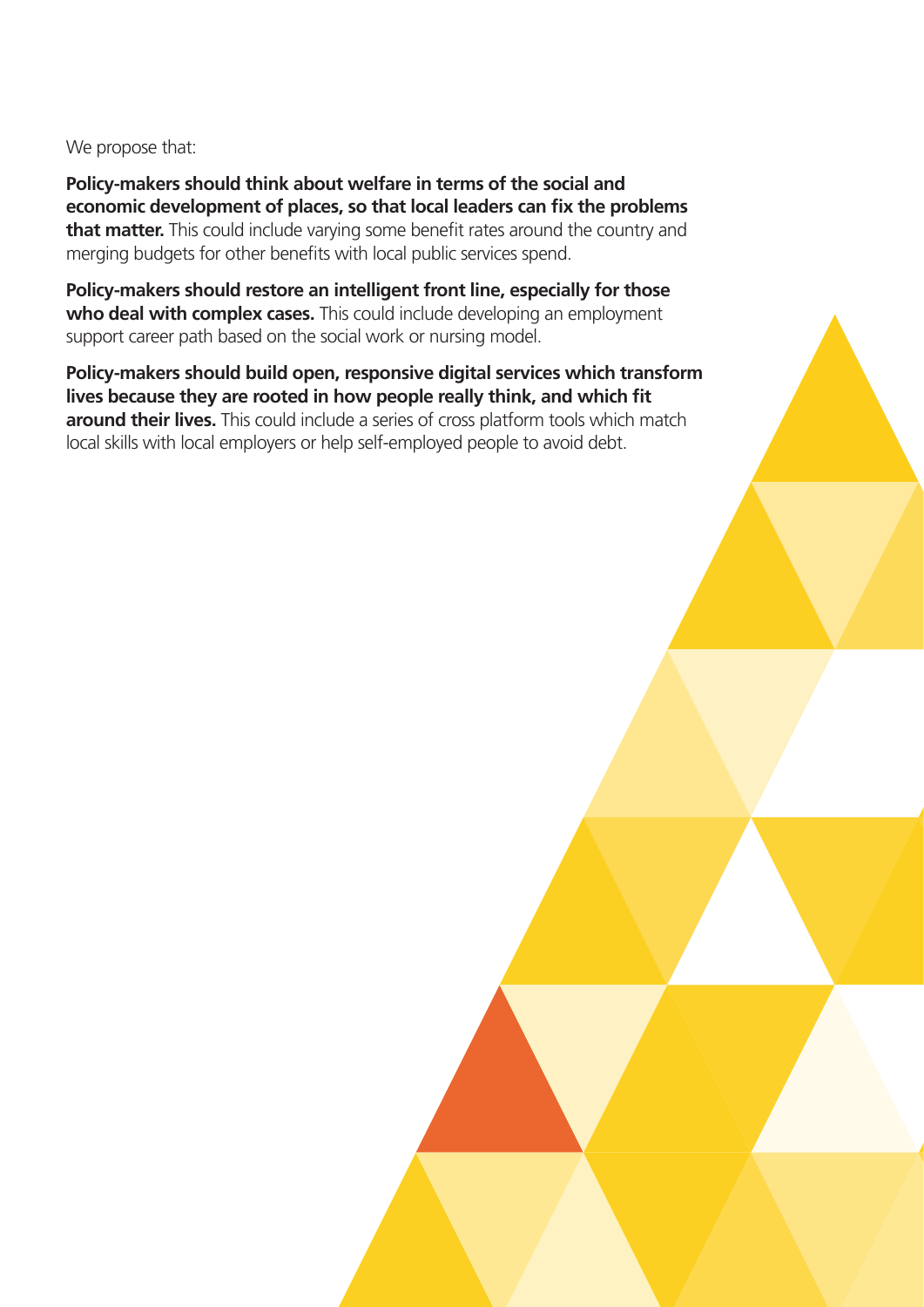We propose that:

**Policy-makers should think about welfare in terms of the social and economic development of places, so that local leaders can fix the problems that matter.** This could include varying some benefit rates around the country and merging budgets for other benefits with local public services spend.

**Policy-makers should restore an intelligent front line, especially for those who deal with complex cases.** This could include developing an employment support career path based on the social work or nursing model.

**Policy-makers should build open, responsive digital services which transform lives because they are rooted in how people really think, and which fit around their lives.** This could include a series of cross platform tools which match local skills with local employers or help self-employed people to avoid debt.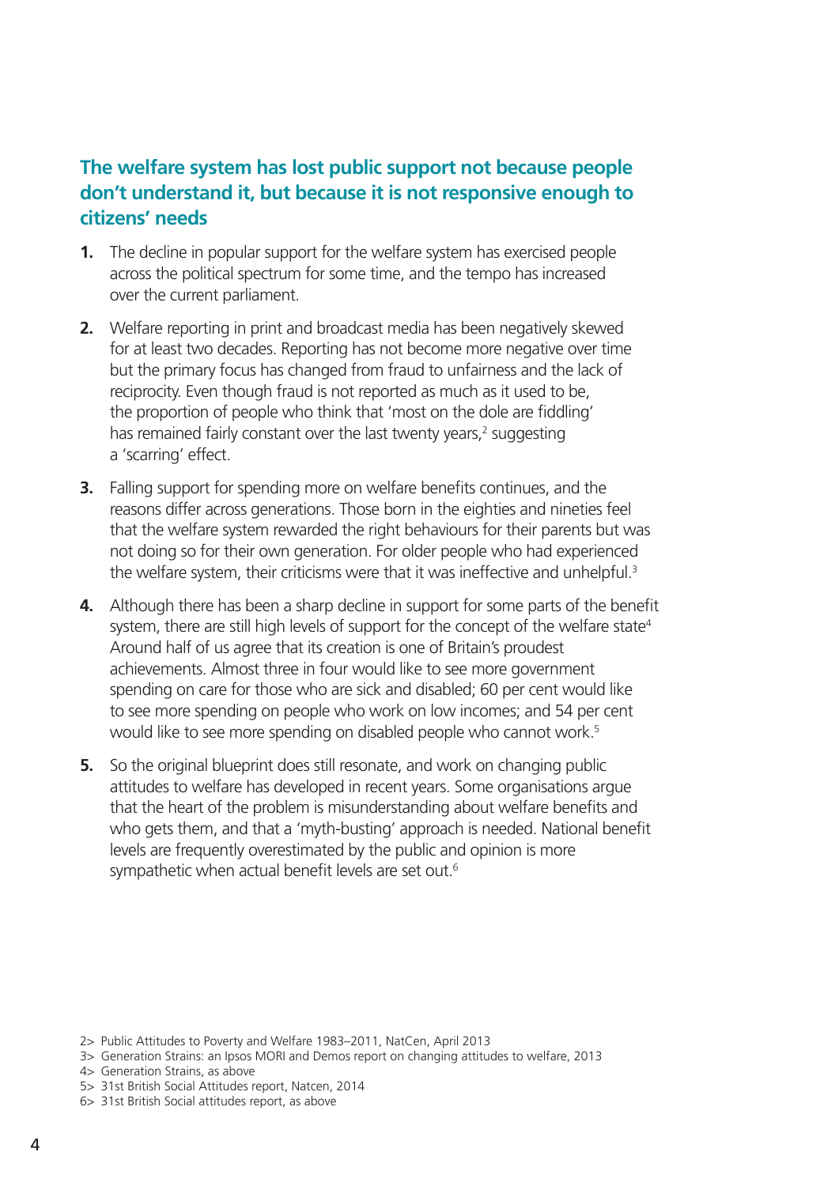## The welfare system has lost public support not because people don't understand it, but because it is not responsive enough to citizens' needs

1. The decline in popular support for the welfare system has exercised people across the political spectrum for some time, and the tempo has increased over the current parliament.

2. Welfare reporting in print and broadcast media has been negatively skewed for at least two decades. Reporting has not become more negative over time but the primary focus has changed from fraud to unfairness and the lack of reciprocity. Even though fraud is not reported as much as it used to be, the proportion of people who think that 'most on the dole are fiddling' has remained fairly constant over the last twenty years,[2] suggesting a 'scarring' effect.

3. Falling support for spending more on welfare benefits continues, and the reasons differ across generations. Those born in the eighties and nineties feel that the welfare system rewarded the right behaviours for their parents but was not doing so for their own generation. For older people who had experienced the welfare system, their criticisms were that it was ineffective and unhelpful.[3]

4. Although there has been a sharp decline in support for some parts of the benefit system, there are still high levels of support for the concept of the welfare state[4] Around half of us agree that its creation is one of Britain's proudest achievements. Almost three in four would like to see more government spending on care for those who are sick and disabled; 60 per cent would like to see more spending on people who work on low incomes; and 54 per cent would like to see more spending on disabled people who cannot work.[5]

5. So the original blueprint does still resonate, and work on changing public attitudes to welfare has developed in recent years. Some organisations argue that the heart of the problem is misunderstanding about welfare benefits and who gets them, and that a 'myth-busting' approach is needed. National benefit levels are frequently overestimated by the public and opinion is more sympathetic when actual benefit levels are set out.[6]

---

2> Public Attitudes to Poverty and Welfare 1983–2011, NatCen, April 2013
3> Generation Strains: an Ipsos MORI and Demos report on changing attitudes to welfare, 2013
4> Generation Strains, as above
5> 31st British Social Attitudes report, Natcen, 2014
6> 31st British Social attitudes report, as above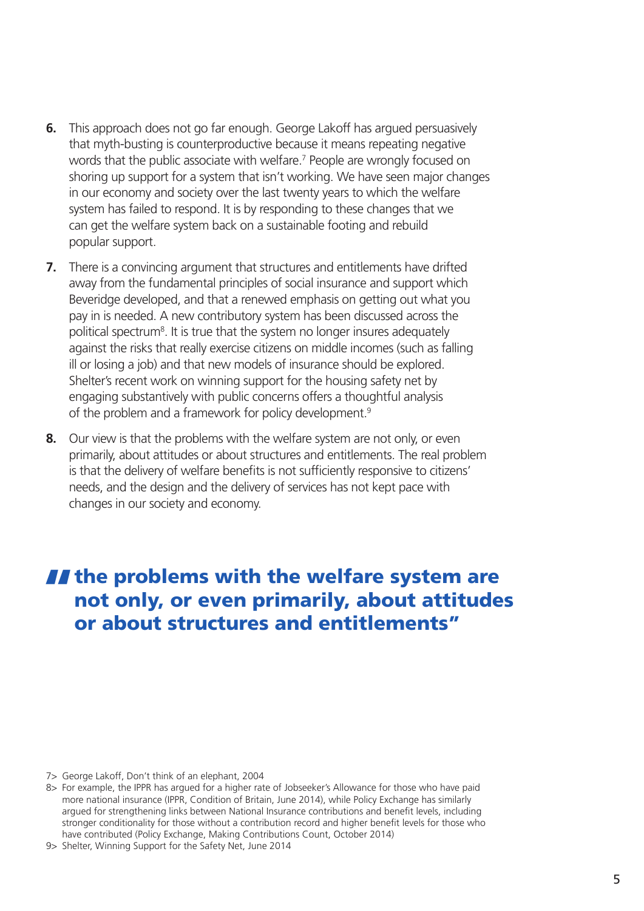6. This approach does not go far enough. George Lakoff has argued persuasively that myth-busting is counterproductive because it means repeating negative words that the public associate with welfare.[7] People are wrongly focused on shoring up support for a system that isn't working. We have seen major changes in our economy and society over the last twenty years to which the welfare system has failed to respond. It is by responding to these changes that we can get the welfare system back on a sustainable footing and rebuild popular support.

7. There is a convincing argument that structures and entitlements have drifted away from the fundamental principles of social insurance and support which Beveridge developed, and that a renewed emphasis on getting out what you pay in is needed. A new contributory system has been discussed across the political spectrum[8]. It is true that the system no longer insures adequately against the risks that really exercise citizens on middle incomes (such as falling ill or losing a job) and that new models of insurance should be explored. Shelter's recent work on winning support for the housing safety net by engaging substantively with public concerns offers a thoughtful analysis of the problem and a framework for policy development.[9]

8. Our view is that the problems with the welfare system are not only, or even primarily, about attitudes or about structures and entitlements. The real problem is that the delivery of welfare benefits is not sufficiently responsive to citizens' needs, and the design and the delivery of services has not kept pace with changes in our society and economy.

> **"the problems with the welfare system are not only, or even primarily, about attitudes or about structures and entitlements"**

7> George Lakoff, Don't think of an elephant, 2004

8> For example, the IPPR has argued for a higher rate of Jobseeker's Allowance for those who have paid more national insurance (IPPR, Condition of Britain, June 2014), while Policy Exchange has similarly argued for strengthening links between National Insurance contributions and benefit levels, including stronger conditionality for those without a contribution record and higher benefit levels for those who have contributed (Policy Exchange, Making Contributions Count, October 2014)

9> Shelter, Winning Support for the Safety Net, June 2014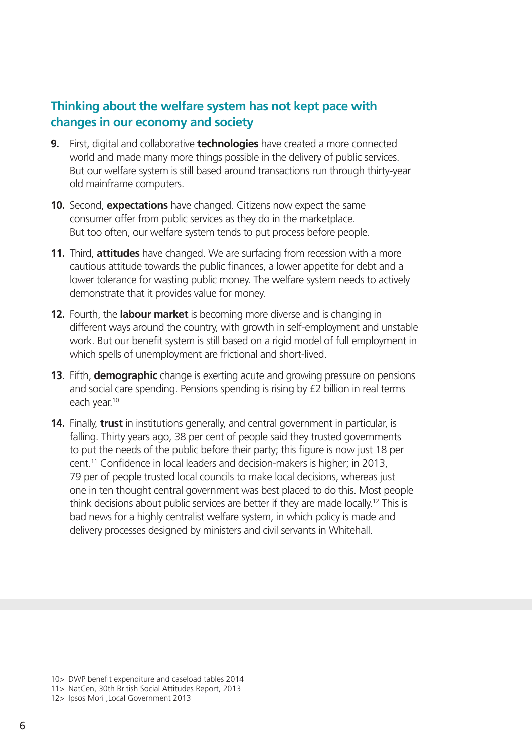## Thinking about the welfare system has not kept pace with changes in our economy and society

**9.** First, digital and collaborative **technologies** have created a more connected world and made many more things possible in the delivery of public services. But our welfare system is still based around transactions run through thirty-year old mainframe computers.

**10.** Second, **expectations** have changed. Citizens now expect the same consumer offer from public services as they do in the marketplace. But too often, our welfare system tends to put process before people.

**11.** Third, **attitudes** have changed. We are surfacing from recession with a more cautious attitude towards the public finances, a lower appetite for debt and a lower tolerance for wasting public money. The welfare system needs to actively demonstrate that it provides value for money.

**12.** Fourth, the **labour market** is becoming more diverse and is changing in different ways around the country, with growth in self-employment and unstable work. But our benefit system is still based on a rigid model of full employment in which spells of unemployment are frictional and short-lived.

**13.** Fifth, **demographic** change is exerting acute and growing pressure on pensions and social care spending. Pensions spending is rising by £2 billion in real terms each year.[10]

**14.** Finally, **trust** in institutions generally, and central government in particular, is falling. Thirty years ago, 38 per cent of people said they trusted governments to put the needs of the public before their party; this figure is now just 18 per cent.[11] Confidence in local leaders and decision-makers is higher; in 2013, 79 per of people trusted local councils to make local decisions, whereas just one in ten thought central government was best placed to do this. Most people think decisions about public services are better if they are made locally.[12] This is bad news for a highly centralist welfare system, in which policy is made and delivery processes designed by ministers and civil servants in Whitehall.

10> DWP benefit expenditure and caseload tables 2014
11> NatCen, 30th British Social Attitudes Report, 2013
12> Ipsos Mori ,Local Government 2013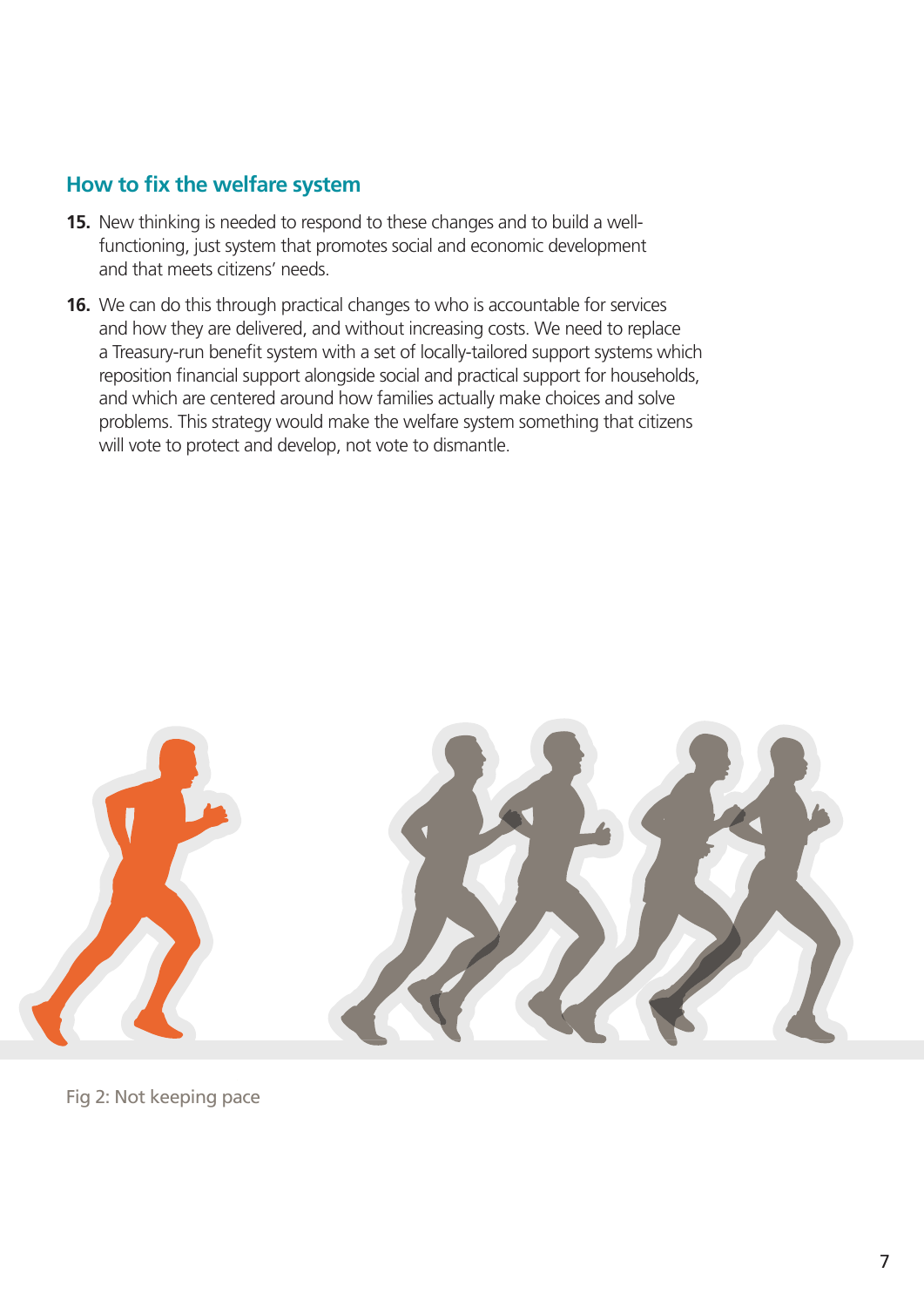## How to fix the welfare system

**15.** New thinking is needed to respond to these changes and to build a well-functioning, just system that promotes social and economic development and that meets citizens' needs.

**16.** We can do this through practical changes to who is accountable for services and how they are delivered, and without increasing costs. We need to replace a Treasury-run benefit system with a set of locally-tailored support systems which reposition financial support alongside social and practical support for households, and which are centered around how families actually make choices and solve problems. This strategy would make the welfare system something that citizens will vote to protect and develop, not vote to dismantle.

Fig 2: Not keeping pace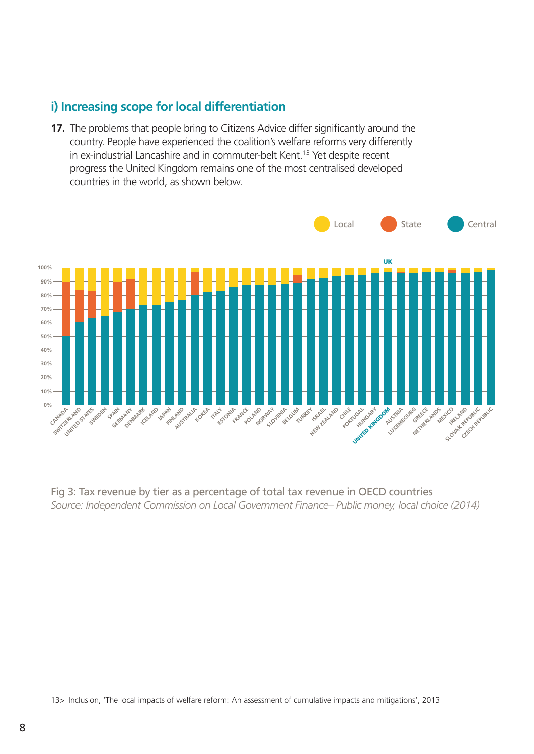## i) Increasing scope for local differentiation

**17.** The problems that people bring to Citizens Advice differ significantly around the country. People have experienced the coalition's welfare reforms very differently in ex-industrial Lancashire and in commuter-belt Kent.[13] Yet despite recent progress the United Kingdom remains one of the most centralised developed countries in the world, as shown below.

Fig 3: Tax revenue by tier as a percentage of total tax revenue in OECD countries

*Source: Independent Commission on Local Government Finance– Public money, local choice (2014)*

13> Inclusion, 'The local impacts of welfare reform: An assessment of cumulative impacts and mitigations', 2013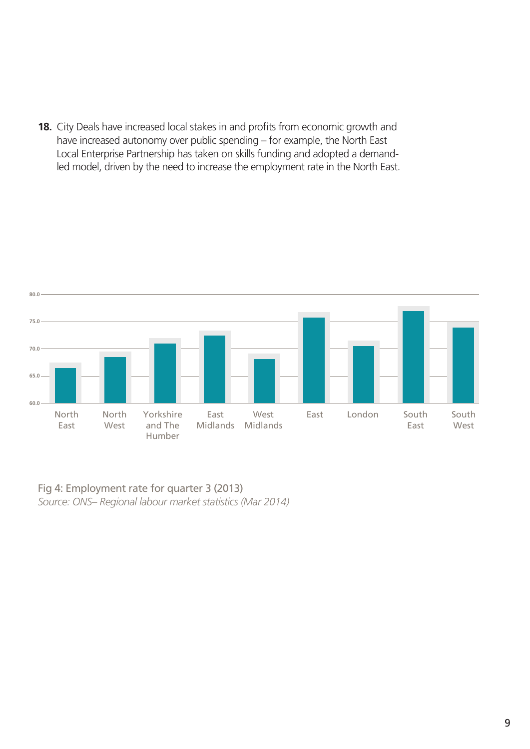18. City Deals have increased local stakes in and profits from economic growth and have increased autonomy over public spending – for example, the North East Local Enterprise Partnership has taken on skills funding and adopted a demand-led model, driven by the need to increase the employment rate in the North East.

Fig 4: Employment rate for quarter 3 (2013)

*Source: ONS– Regional labour market statistics (Mar 2014)*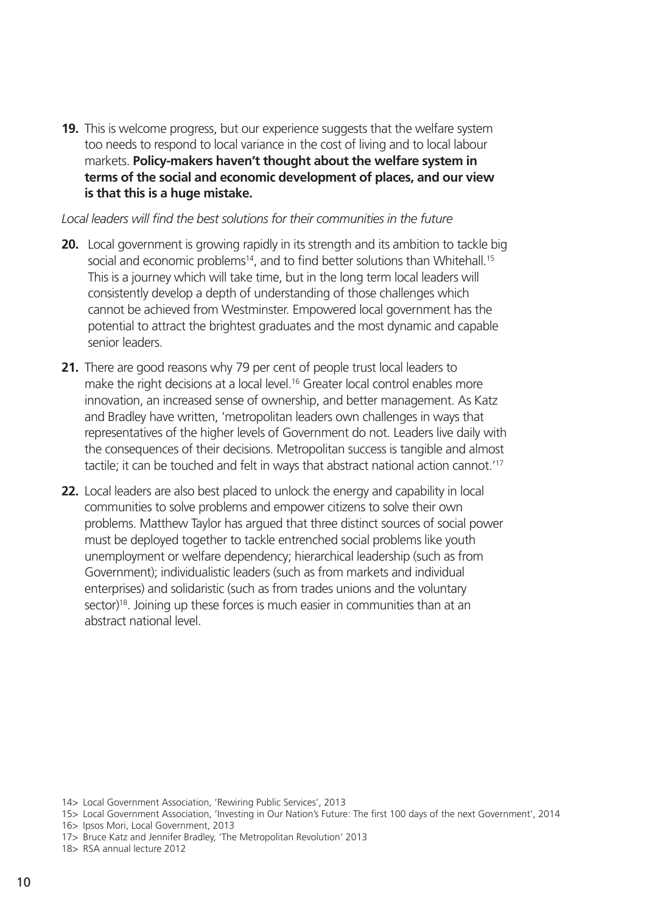**19.** This is welcome progress, but our experience suggests that the welfare system too needs to respond to local variance in the cost of living and to local labour markets. **Policy-makers haven't thought about the welfare system in terms of the social and economic development of places, and our view is that this is a huge mistake.**

*Local leaders will find the best solutions for their communities in the future*

**20.** Local government is growing rapidly in its strength and its ambition to tackle big social and economic problems[14], and to find better solutions than Whitehall.[15] This is a journey which will take time, but in the long term local leaders will consistently develop a depth of understanding of those challenges which cannot be achieved from Westminster. Empowered local government has the potential to attract the brightest graduates and the most dynamic and capable senior leaders.

**21.** There are good reasons why 79 per cent of people trust local leaders to make the right decisions at a local level.[16] Greater local control enables more innovation, an increased sense of ownership, and better management. As Katz and Bradley have written, 'metropolitan leaders own challenges in ways that representatives of the higher levels of Government do not. Leaders live daily with the consequences of their decisions. Metropolitan success is tangible and almost tactile; it can be touched and felt in ways that abstract national action cannot.'[17]

**22.** Local leaders are also best placed to unlock the energy and capability in local communities to solve problems and empower citizens to solve their own problems. Matthew Taylor has argued that three distinct sources of social power must be deployed together to tackle entrenched social problems like youth unemployment or welfare dependency; hierarchical leadership (such as from Government); individualistic leaders (such as from markets and individual enterprises) and solidaristic (such as from trades unions and the voluntary sector)[18]. Joining up these forces is much easier in communities than at an abstract national level.

14> Local Government Association, 'Rewiring Public Services', 2013

15> Local Government Association, 'Investing in Our Nation's Future: The first 100 days of the next Government', 2014

16> Ipsos Mori, Local Government, 2013

17> Bruce Katz and Jennifer Bradley, 'The Metropolitan Revolution' 2013

18> RSA annual lecture 2012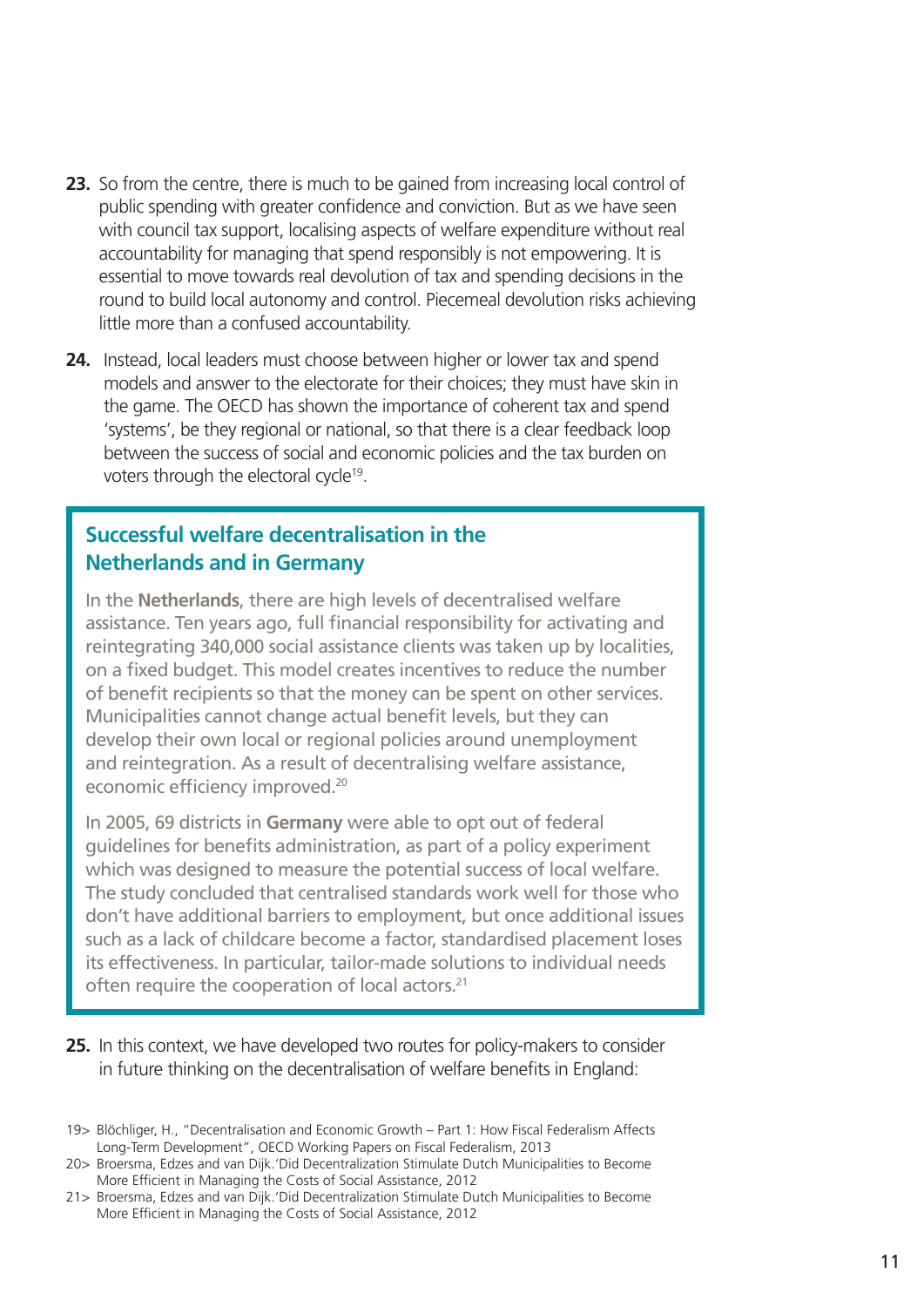**23.** So from the centre, there is much to be gained from increasing local control of public spending with greater confidence and conviction. But as we have seen with council tax support, localising aspects of welfare expenditure without real accountability for managing that spend responsibly is not empowering. It is essential to move towards real devolution of tax and spending decisions in the round to build local autonomy and control. Piecemeal devolution risks achieving little more than a confused accountability.

**24.** Instead, local leaders must choose between higher or lower tax and spend models and answer to the electorate for their choices; they must have skin in the game. The OECD has shown the importance of coherent tax and spend 'systems', be they regional or national, so that there is a clear feedback loop between the success of social and economic policies and the tax burden on voters through the electoral cycle[19].

## Successful welfare decentralisation in the Netherlands and in Germany

In the **Netherlands**, there are high levels of decentralised welfare assistance. Ten years ago, full financial responsibility for activating and reintegrating 340,000 social assistance clients was taken up by localities, on a fixed budget. This model creates incentives to reduce the number of benefit recipients so that the money can be spent on other services. Municipalities cannot change actual benefit levels, but they can develop their own local or regional policies around unemployment and reintegration. As a result of decentralising welfare assistance, economic efficiency improved.[20]

In 2005, 69 districts in **Germany** were able to opt out of federal guidelines for benefits administration, as part of a policy experiment which was designed to measure the potential success of local welfare. The study concluded that centralised standards work well for those who don't have additional barriers to employment, but once additional issues such as a lack of childcare become a factor, standardised placement loses its effectiveness. In particular, tailor-made solutions to individual needs often require the cooperation of local actors.[21]

**25.** In this context, we have developed two routes for policy-makers to consider in future thinking on the decentralisation of welfare benefits in England:

19> Blöchliger, H., "Decentralisation and Economic Growth – Part 1: How Fiscal Federalism Affects Long-Term Development", OECD Working Papers on Fiscal Federalism, 2013

20> Broersma, Edzes and van Dijk.'Did Decentralization Stimulate Dutch Municipalities to Become More Efficient in Managing the Costs of Social Assistance, 2012

21> Broersma, Edzes and van Dijk.'Did Decentralization Stimulate Dutch Municipalities to Become More Efficient in Managing the Costs of Social Assistance, 2012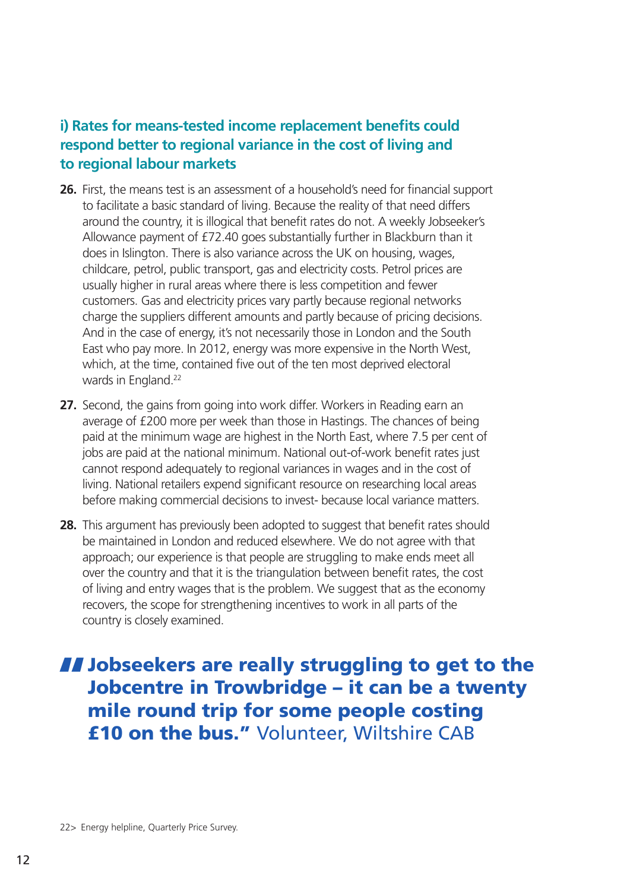### i) Rates for means-tested income replacement benefits could respond better to regional variance in the cost of living and to regional labour markets

**26.** First, the means test is an assessment of a household's need for financial support to facilitate a basic standard of living. Because the reality of that need differs around the country, it is illogical that benefit rates do not. A weekly Jobseeker's Allowance payment of £72.40 goes substantially further in Blackburn than it does in Islington. There is also variance across the UK on housing, wages, childcare, petrol, public transport, gas and electricity costs. Petrol prices are usually higher in rural areas where there is less competition and fewer customers. Gas and electricity prices vary partly because regional networks charge the suppliers different amounts and partly because of pricing decisions. And in the case of energy, it's not necessarily those in London and the South East who pay more. In 2012, energy was more expensive in the North West, which, at the time, contained five out of the ten most deprived electoral wards in England.[22]

**27.** Second, the gains from going into work differ. Workers in Reading earn an average of £200 more per week than those in Hastings. The chances of being paid at the minimum wage are highest in the North East, where 7.5 per cent of jobs are paid at the national minimum. National out-of-work benefit rates just cannot respond adequately to regional variances in wages and in the cost of living. National retailers expend significant resource on researching local areas before making commercial decisions to invest- because local variance matters.

**28.** This argument has previously been adopted to suggest that benefit rates should be maintained in London and reduced elsewhere. We do not agree with that approach; our experience is that people are struggling to make ends meet all over the country and that it is the triangulation between benefit rates, the cost of living and entry wages that is the problem. We suggest that as the economy recovers, the scope for strengthening incentives to work in all parts of the country is closely examined.

> **"Jobseekers are really struggling to get to the Jobcentre in Trowbridge – it can be a twenty mile round trip for some people costing £10 on the bus."** Volunteer, Wiltshire CAB

22> Energy helpline, Quarterly Price Survey.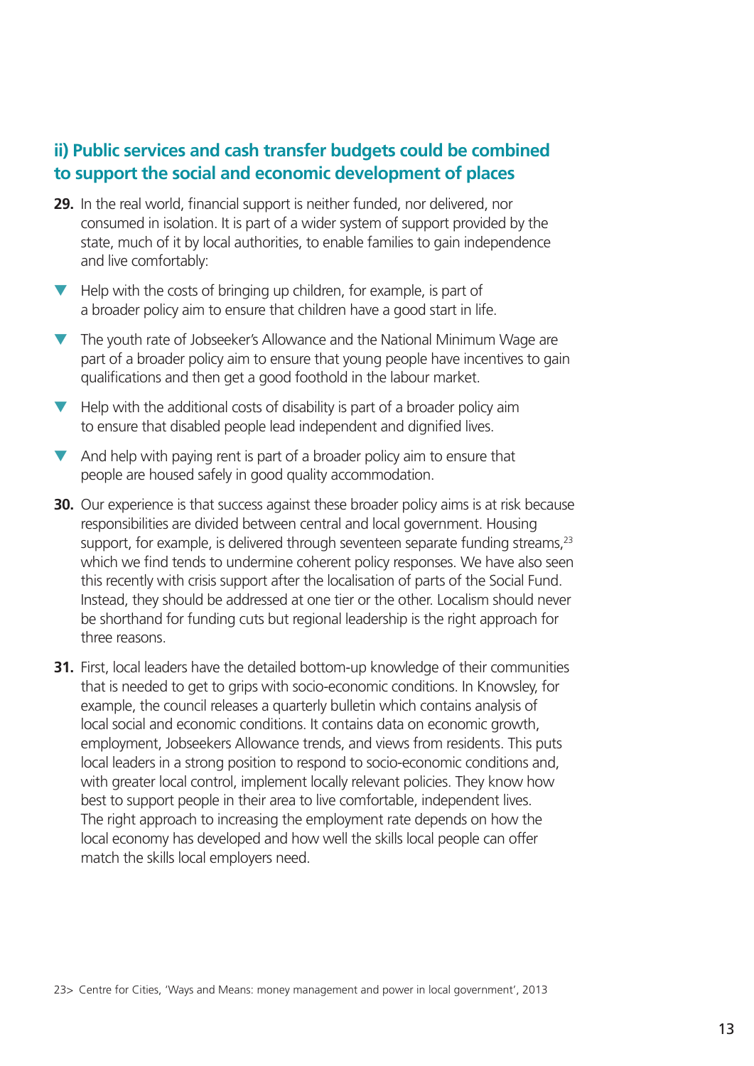## ii) Public services and cash transfer budgets could be combined to support the social and economic development of places

**29.** In the real world, financial support is neither funded, nor delivered, nor consumed in isolation. It is part of a wider system of support provided by the state, much of it by local authorities, to enable families to gain independence and live comfortably:

- Help with the costs of bringing up children, for example, is part of a broader policy aim to ensure that children have a good start in life.
- The youth rate of Jobseeker's Allowance and the National Minimum Wage are part of a broader policy aim to ensure that young people have incentives to gain qualifications and then get a good foothold in the labour market.
- Help with the additional costs of disability is part of a broader policy aim to ensure that disabled people lead independent and dignified lives.
- And help with paying rent is part of a broader policy aim to ensure that people are housed safely in good quality accommodation.

**30.** Our experience is that success against these broader policy aims is at risk because responsibilities are divided between central and local government. Housing support, for example, is delivered through seventeen separate funding streams,[23] which we find tends to undermine coherent policy responses. We have also seen this recently with crisis support after the localisation of parts of the Social Fund. Instead, they should be addressed at one tier or the other. Localism should never be shorthand for funding cuts but regional leadership is the right approach for three reasons.

**31.** First, local leaders have the detailed bottom-up knowledge of their communities that is needed to get to grips with socio-economic conditions. In Knowsley, for example, the council releases a quarterly bulletin which contains analysis of local social and economic conditions. It contains data on economic growth, employment, Jobseekers Allowance trends, and views from residents. This puts local leaders in a strong position to respond to socio-economic conditions and, with greater local control, implement locally relevant policies. They know how best to support people in their area to live comfortable, independent lives. The right approach to increasing the employment rate depends on how the local economy has developed and how well the skills local people can offer match the skills local employers need.

23> Centre for Cities, 'Ways and Means: money management and power in local government', 2013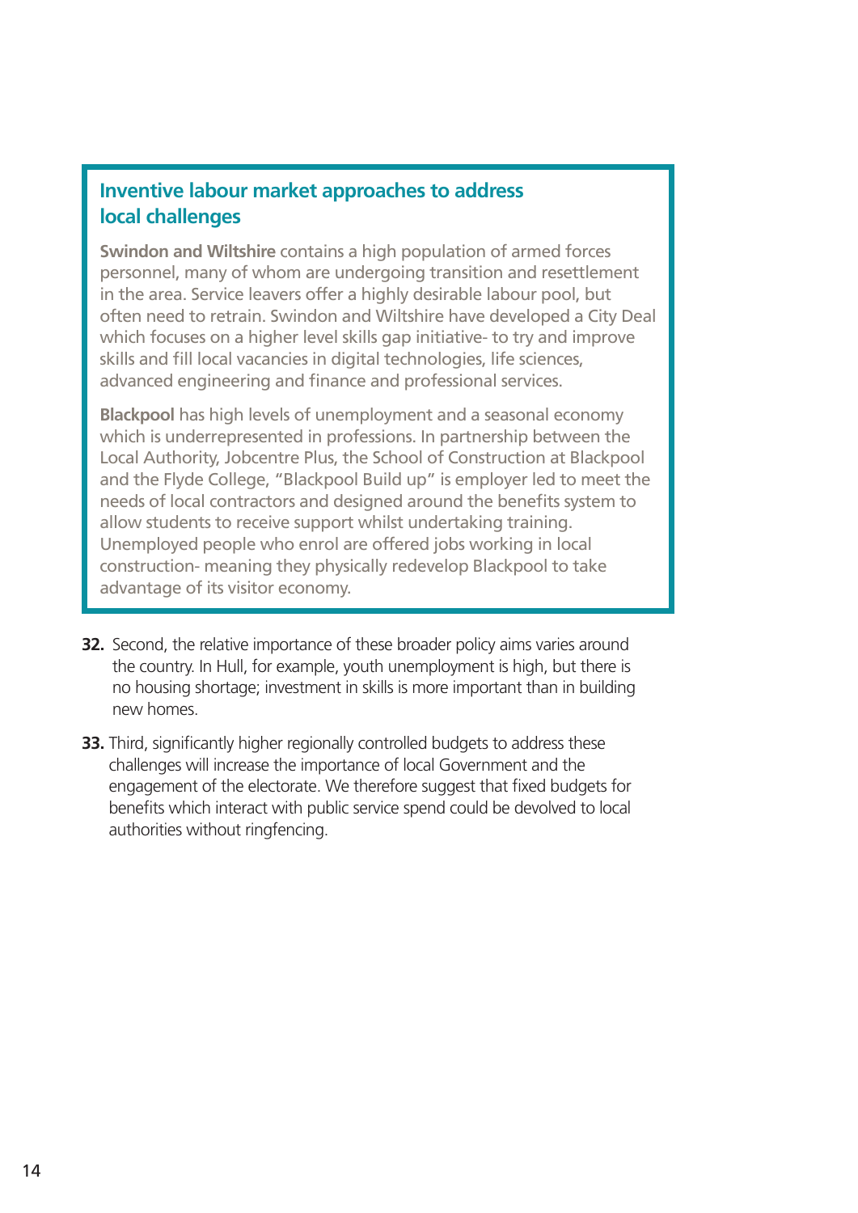### Inventive labour market approaches to address local challenges

**Swindon and Wiltshire** contains a high population of armed forces personnel, many of whom are undergoing transition and resettlement in the area. Service leavers offer a highly desirable labour pool, but often need to retrain. Swindon and Wiltshire have developed a City Deal which focuses on a higher level skills gap initiative- to try and improve skills and fill local vacancies in digital technologies, life sciences, advanced engineering and finance and professional services.

**Blackpool** has high levels of unemployment and a seasonal economy which is underrepresented in professions. In partnership between the Local Authority, Jobcentre Plus, the School of Construction at Blackpool and the Flyde College, "Blackpool Build up" is employer led to meet the needs of local contractors and designed around the benefits system to allow students to receive support whilst undertaking training. Unemployed people who enrol are offered jobs working in local construction- meaning they physically redevelop Blackpool to take advantage of its visitor economy.

**32.** Second, the relative importance of these broader policy aims varies around the country. In Hull, for example, youth unemployment is high, but there is no housing shortage; investment in skills is more important than in building new homes.

**33.** Third, significantly higher regionally controlled budgets to address these challenges will increase the importance of local Government and the engagement of the electorate. We therefore suggest that fixed budgets for benefits which interact with public service spend could be devolved to local authorities without ringfencing.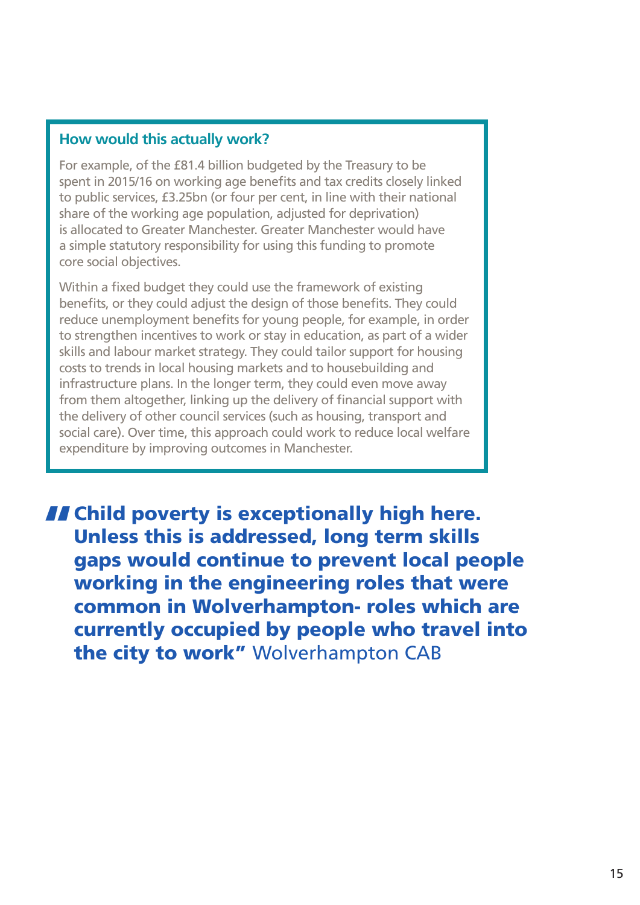### How would this actually work?

For example, of the £81.4 billion budgeted by the Treasury to be spent in 2015/16 on working age benefits and tax credits closely linked to public services, £3.25bn (or four per cent, in line with their national share of the working age population, adjusted for deprivation) is allocated to Greater Manchester. Greater Manchester would have a simple statutory responsibility for using this funding to promote core social objectives.

Within a fixed budget they could use the framework of existing benefits, or they could adjust the design of those benefits. They could reduce unemployment benefits for young people, for example, in order to strengthen incentives to work or stay in education, as part of a wider skills and labour market strategy. They could tailor support for housing costs to trends in local housing markets and to housebuilding and infrastructure plans. In the longer term, they could even move away from them altogether, linking up the delivery of financial support with the delivery of other council services (such as housing, transport and social care). Over time, this approach could work to reduce local welfare expenditure by improving outcomes in Manchester.

> **"Child poverty is exceptionally high here. Unless this is addressed, long term skills gaps would continue to prevent local people working in the engineering roles that were common in Wolverhampton- roles which are currently occupied by people who travel into the city to work"** Wolverhampton CAB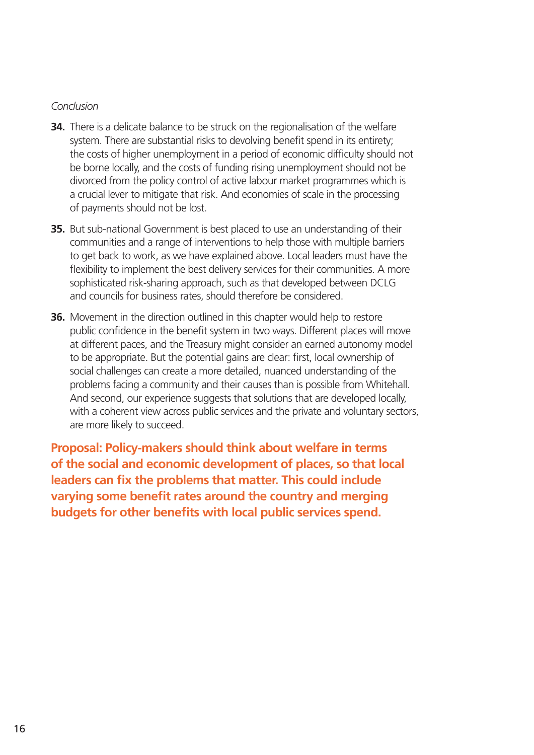*Conclusion*

**34.** There is a delicate balance to be struck on the regionalisation of the welfare system. There are substantial risks to devolving benefit spend in its entirety; the costs of higher unemployment in a period of economic difficulty should not be borne locally, and the costs of funding rising unemployment should not be divorced from the policy control of active labour market programmes which is a crucial lever to mitigate that risk. And economies of scale in the processing of payments should not be lost.

**35.** But sub-national Government is best placed to use an understanding of their communities and a range of interventions to help those with multiple barriers to get back to work, as we have explained above. Local leaders must have the flexibility to implement the best delivery services for their communities. A more sophisticated risk-sharing approach, such as that developed between DCLG and councils for business rates, should therefore be considered.

**36.** Movement in the direction outlined in this chapter would help to restore public confidence in the benefit system in two ways. Different places will move at different paces, and the Treasury might consider an earned autonomy model to be appropriate. But the potential gains are clear: first, local ownership of social challenges can create a more detailed, nuanced understanding of the problems facing a community and their causes than is possible from Whitehall. And second, our experience suggests that solutions that are developed locally, with a coherent view across public services and the private and voluntary sectors, are more likely to succeed.

**Proposal: Policy-makers should think about welfare in terms of the social and economic development of places, so that local leaders can fix the problems that matter. This could include varying some benefit rates around the country and merging budgets for other benefits with local public services spend.**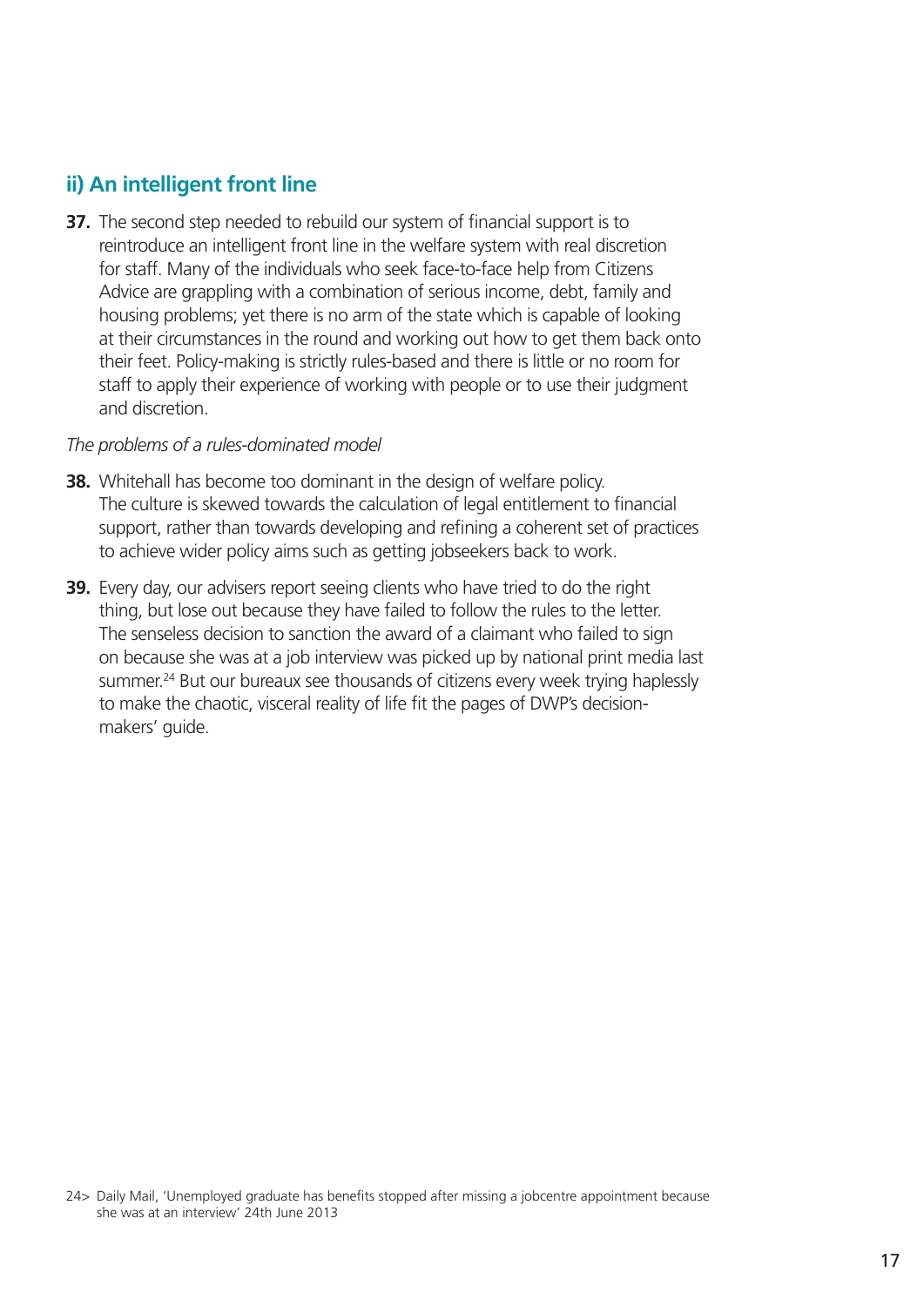## ii) An intelligent front line

**37.** The second step needed to rebuild our system of financial support is to reintroduce an intelligent front line in the welfare system with real discretion for staff. Many of the individuals who seek face-to-face help from Citizens Advice are grappling with a combination of serious income, debt, family and housing problems; yet there is no arm of the state which is capable of looking at their circumstances in the round and working out how to get them back onto their feet. Policy-making is strictly rules-based and there is little or no room for staff to apply their experience of working with people or to use their judgment and discretion.

*The problems of a rules-dominated model*

**38.** Whitehall has become too dominant in the design of welfare policy. The culture is skewed towards the calculation of legal entitlement to financial support, rather than towards developing and refining a coherent set of practices to achieve wider policy aims such as getting jobseekers back to work.

**39.** Every day, our advisers report seeing clients who have tried to do the right thing, but lose out because they have failed to follow the rules to the letter. The senseless decision to sanction the award of a claimant who failed to sign on because she was at a job interview was picked up by national print media last summer.[24] But our bureaux see thousands of citizens every week trying haplessly to make the chaotic, visceral reality of life fit the pages of DWP's decision-makers' guide.

24> Daily Mail, 'Unemployed graduate has benefits stopped after missing a jobcentre appointment because she was at an interview' 24th June 2013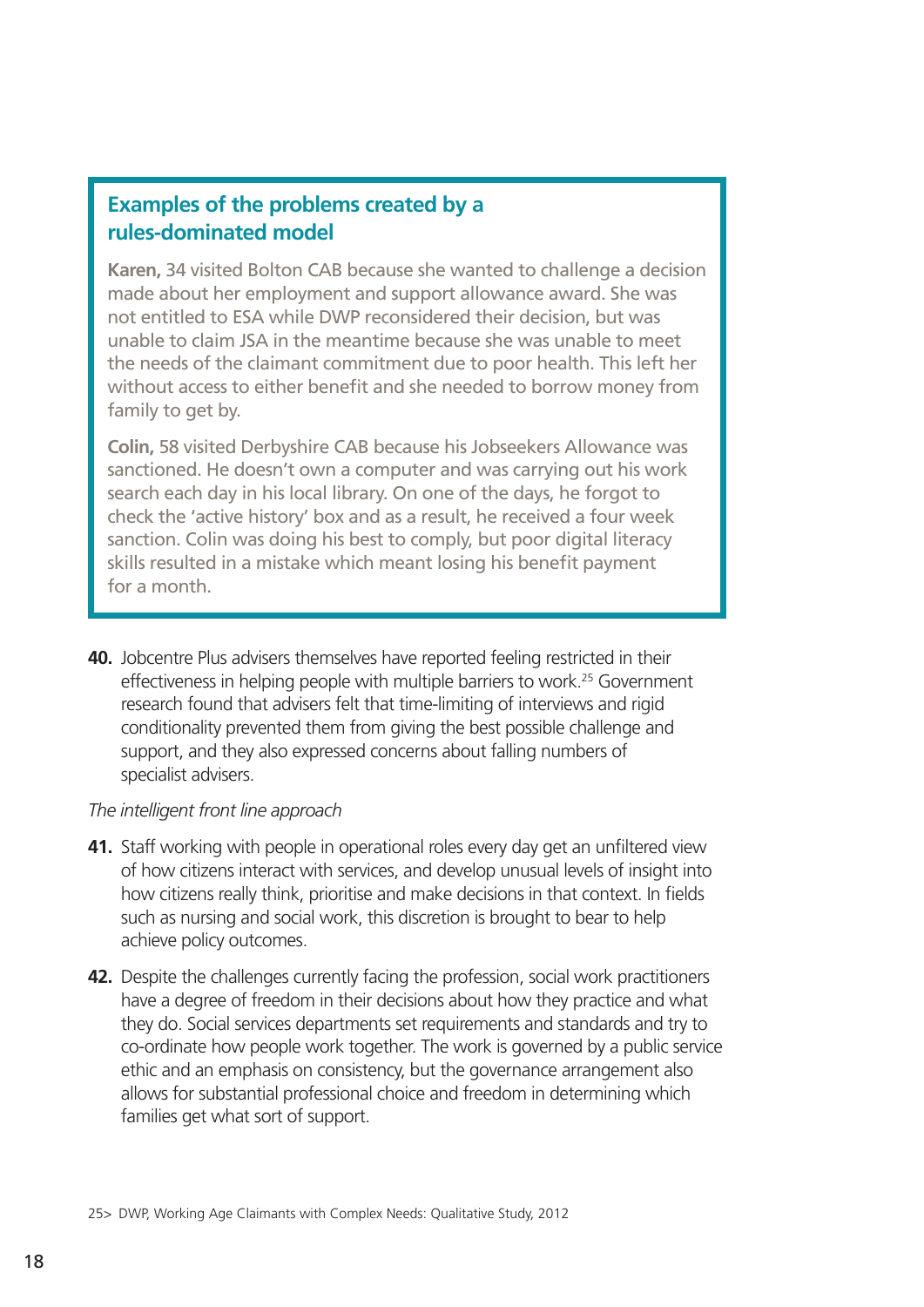### Examples of the problems created by a rules-dominated model

**Karen,** 34 visited Bolton CAB because she wanted to challenge a decision made about her employment and support allowance award. She was not entitled to ESA while DWP reconsidered their decision, but was unable to claim JSA in the meantime because she was unable to meet the needs of the claimant commitment due to poor health. This left her without access to either benefit and she needed to borrow money from family to get by.

**Colin,** 58 visited Derbyshire CAB because his Jobseekers Allowance was sanctioned. He doesn't own a computer and was carrying out his work search each day in his local library. On one of the days, he forgot to check the 'active history' box and as a result, he received a four week sanction. Colin was doing his best to comply, but poor digital literacy skills resulted in a mistake which meant losing his benefit payment for a month.

**40.** Jobcentre Plus advisers themselves have reported feeling restricted in their effectiveness in helping people with multiple barriers to work.[25] Government research found that advisers felt that time-limiting of interviews and rigid conditionality prevented them from giving the best possible challenge and support, and they also expressed concerns about falling numbers of specialist advisers.

*The intelligent front line approach*

**41.** Staff working with people in operational roles every day get an unfiltered view of how citizens interact with services, and develop unusual levels of insight into how citizens really think, prioritise and make decisions in that context. In fields such as nursing and social work, this discretion is brought to bear to help achieve policy outcomes.

**42.** Despite the challenges currently facing the profession, social work practitioners have a degree of freedom in their decisions about how they practice and what they do. Social services departments set requirements and standards and try to co-ordinate how people work together. The work is governed by a public service ethic and an emphasis on consistency, but the governance arrangement also allows for substantial professional choice and freedom in determining which families get what sort of support.

25> DWP, Working Age Claimants with Complex Needs: Qualitative Study, 2012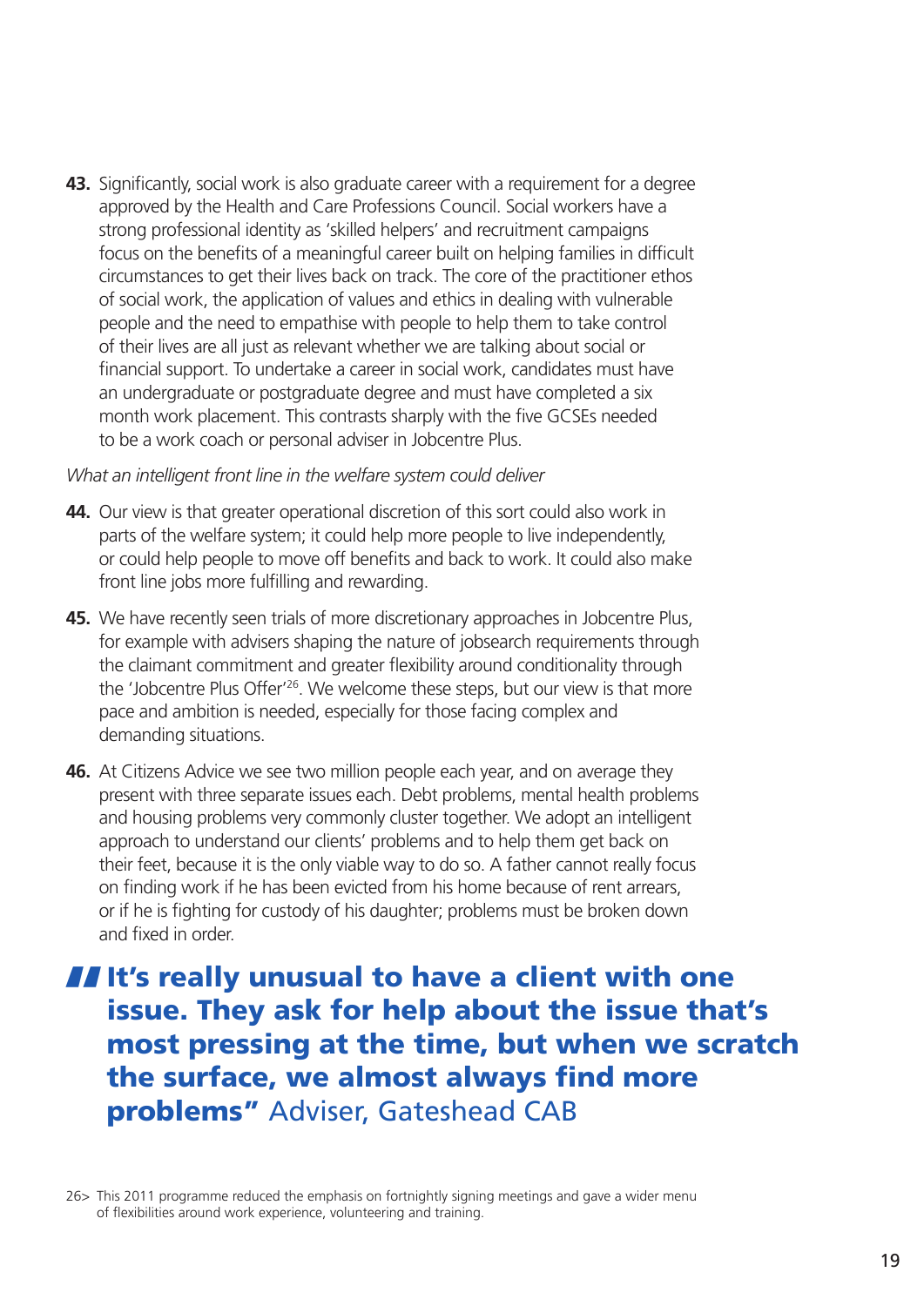**43.** Significantly, social work is also graduate career with a requirement for a degree approved by the Health and Care Professions Council. Social workers have a strong professional identity as 'skilled helpers' and recruitment campaigns focus on the benefits of a meaningful career built on helping families in difficult circumstances to get their lives back on track. The core of the practitioner ethos of social work, the application of values and ethics in dealing with vulnerable people and the need to empathise with people to help them to take control of their lives are all just as relevant whether we are talking about social or financial support. To undertake a career in social work, candidates must have an undergraduate or postgraduate degree and must have completed a six month work placement. This contrasts sharply with the five GCSEs needed to be a work coach or personal adviser in Jobcentre Plus.

*What an intelligent front line in the welfare system could deliver*

**44.** Our view is that greater operational discretion of this sort could also work in parts of the welfare system; it could help more people to live independently, or could help people to move off benefits and back to work. It could also make front line jobs more fulfilling and rewarding.

**45.** We have recently seen trials of more discretionary approaches in Jobcentre Plus, for example with advisers shaping the nature of jobsearch requirements through the claimant commitment and greater flexibility around conditionality through the 'Jobcentre Plus Offer'[26]. We welcome these steps, but our view is that more pace and ambition is needed, especially for those facing complex and demanding situations.

**46.** At Citizens Advice we see two million people each year, and on average they present with three separate issues each. Debt problems, mental health problems and housing problems very commonly cluster together. We adopt an intelligent approach to understand our clients' problems and to help them get back on their feet, because it is the only viable way to do so. A father cannot really focus on finding work if he has been evicted from his home because of rent arrears, or if he is fighting for custody of his daughter; problems must be broken down and fixed in order.

> **"It's really unusual to have a client with one issue. They ask for help about the issue that's most pressing at the time, but when we scratch the surface, we almost always find more problems"** Adviser, Gateshead CAB

26> This 2011 programme reduced the emphasis on fortnightly signing meetings and gave a wider menu of flexibilities around work experience, volunteering and training.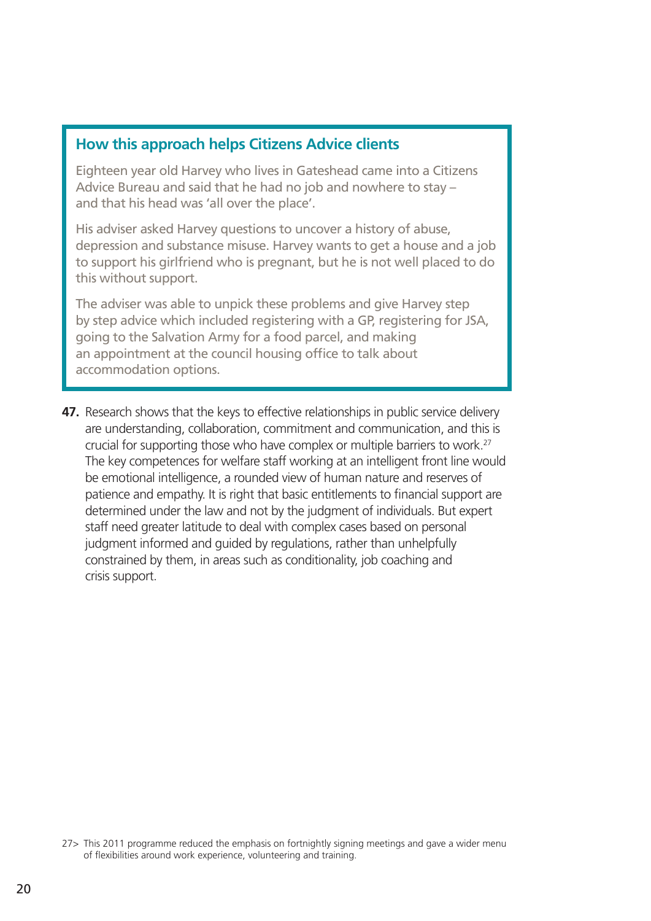### How this approach helps Citizens Advice clients

Eighteen year old Harvey who lives in Gateshead came into a Citizens Advice Bureau and said that he had no job and nowhere to stay – and that his head was 'all over the place'.

His adviser asked Harvey questions to uncover a history of abuse, depression and substance misuse. Harvey wants to get a house and a job to support his girlfriend who is pregnant, but he is not well placed to do this without support.

The adviser was able to unpick these problems and give Harvey step by step advice which included registering with a GP, registering for JSA, going to the Salvation Army for a food parcel, and making an appointment at the council housing office to talk about accommodation options.

**47.** Research shows that the keys to effective relationships in public service delivery are understanding, collaboration, commitment and communication, and this is crucial for supporting those who have complex or multiple barriers to work.[27] The key competences for welfare staff working at an intelligent front line would be emotional intelligence, a rounded view of human nature and reserves of patience and empathy. It is right that basic entitlements to financial support are determined under the law and not by the judgment of individuals. But expert staff need greater latitude to deal with complex cases based on personal judgment informed and guided by regulations, rather than unhelpfully constrained by them, in areas such as conditionality, job coaching and crisis support.

27> This 2011 programme reduced the emphasis on fortnightly signing meetings and gave a wider menu of flexibilities around work experience, volunteering and training.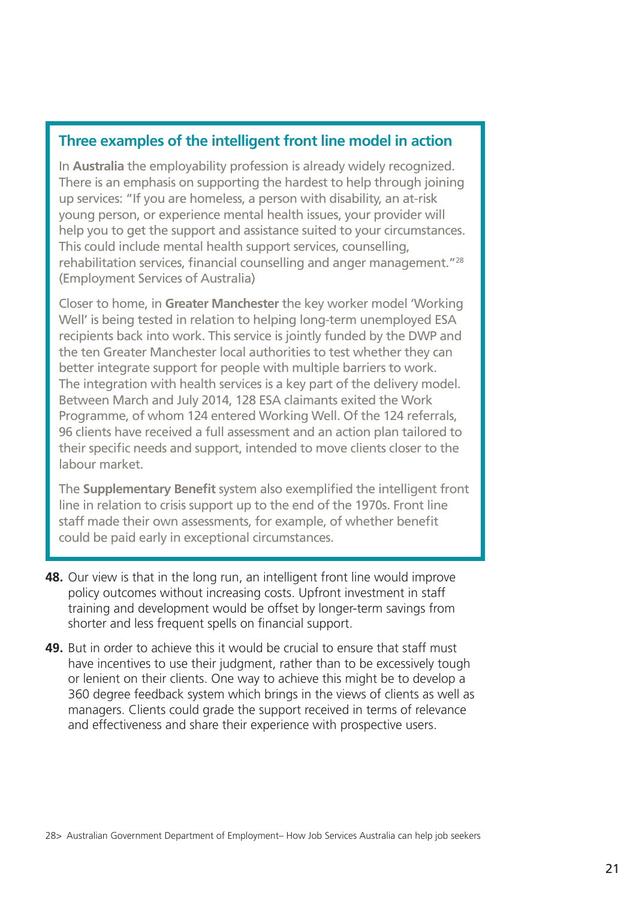### Three examples of the intelligent front line model in action

In **Australia** the employability profession is already widely recognized. There is an emphasis on supporting the hardest to help through joining up services: "If you are homeless, a person with disability, an at-risk young person, or experience mental health issues, your provider will help you to get the support and assistance suited to your circumstances. This could include mental health support services, counselling, rehabilitation services, financial counselling and anger management."[28] (Employment Services of Australia)

Closer to home, in **Greater Manchester** the key worker model 'Working Well' is being tested in relation to helping long-term unemployed ESA recipients back into work. This service is jointly funded by the DWP and the ten Greater Manchester local authorities to test whether they can better integrate support for people with multiple barriers to work. The integration with health services is a key part of the delivery model. Between March and July 2014, 128 ESA claimants exited the Work Programme, of whom 124 entered Working Well. Of the 124 referrals, 96 clients have received a full assessment and an action plan tailored to their specific needs and support, intended to move clients closer to the labour market.

The **Supplementary Benefit** system also exemplified the intelligent front line in relation to crisis support up to the end of the 1970s. Front line staff made their own assessments, for example, of whether benefit could be paid early in exceptional circumstances.

**48.** Our view is that in the long run, an intelligent front line would improve policy outcomes without increasing costs. Upfront investment in staff training and development would be offset by longer-term savings from shorter and less frequent spells on financial support.

**49.** But in order to achieve this it would be crucial to ensure that staff must have incentives to use their judgment, rather than to be excessively tough or lenient on their clients. One way to achieve this might be to develop a 360 degree feedback system which brings in the views of clients as well as managers. Clients could grade the support received in terms of relevance and effectiveness and share their experience with prospective users.

28> Australian Government Department of Employment– How Job Services Australia can help job seekers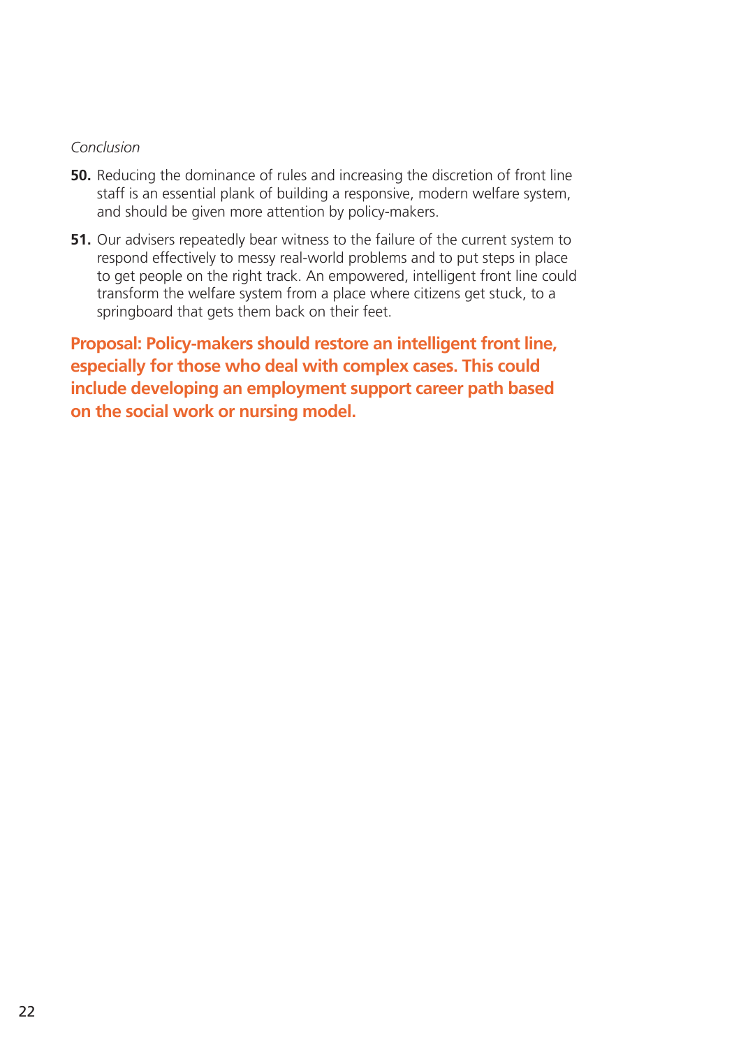*Conclusion*

**50.** Reducing the dominance of rules and increasing the discretion of front line staff is an essential plank of building a responsive, modern welfare system, and should be given more attention by policy-makers.

**51.** Our advisers repeatedly bear witness to the failure of the current system to respond effectively to messy real-world problems and to put steps in place to get people on the right track. An empowered, intelligent front line could transform the welfare system from a place where citizens get stuck, to a springboard that gets them back on their feet.

**Proposal: Policy-makers should restore an intelligent front line, especially for those who deal with complex cases. This could include developing an employment support career path based on the social work or nursing model.**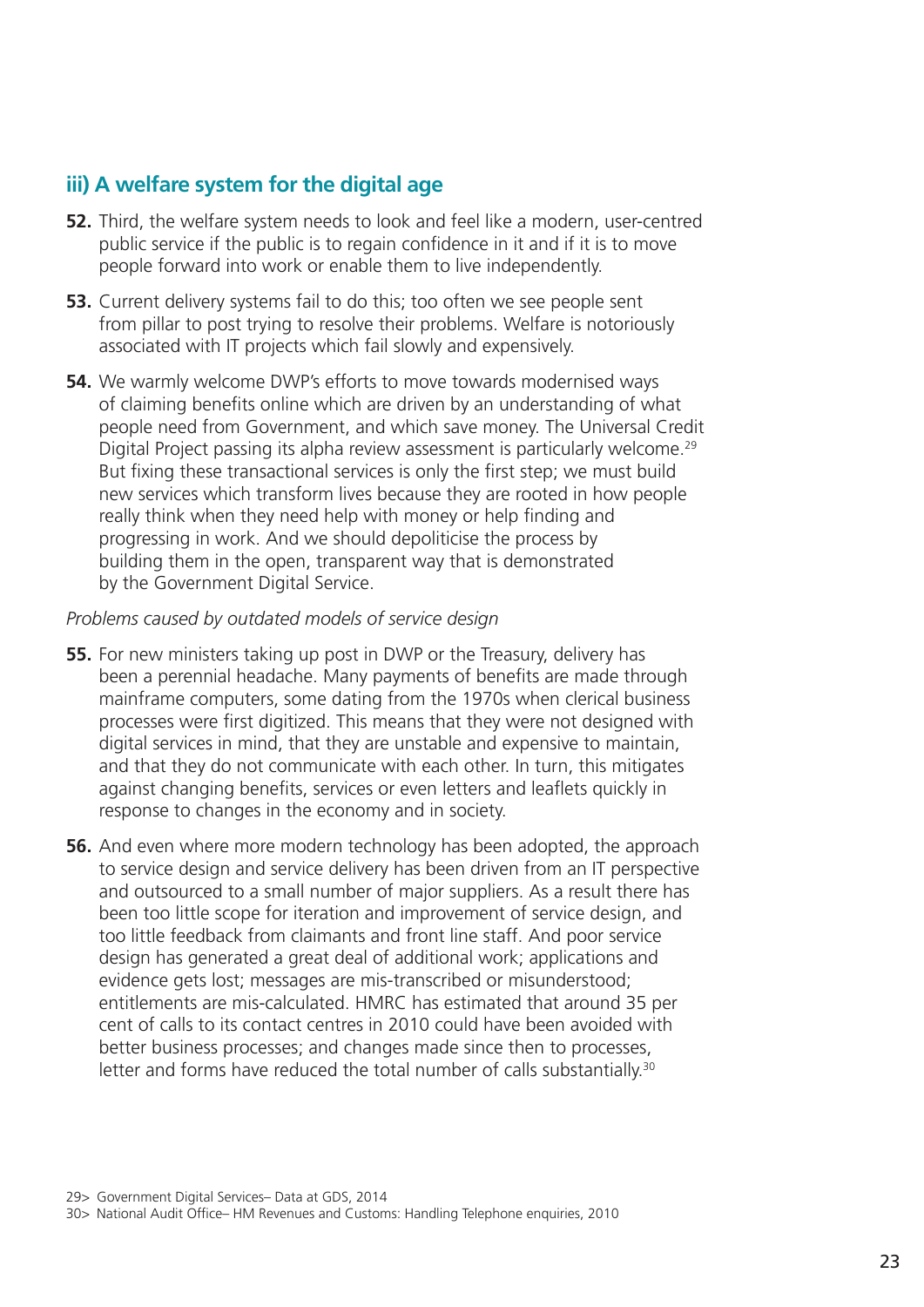### iii) A welfare system for the digital age

**52.** Third, the welfare system needs to look and feel like a modern, user-centred public service if the public is to regain confidence in it and if it is to move people forward into work or enable them to live independently.

**53.** Current delivery systems fail to do this; too often we see people sent from pillar to post trying to resolve their problems. Welfare is notoriously associated with IT projects which fail slowly and expensively.

**54.** We warmly welcome DWP's efforts to move towards modernised ways of claiming benefits online which are driven by an understanding of what people need from Government, and which save money. The Universal Credit Digital Project passing its alpha review assessment is particularly welcome.[29] But fixing these transactional services is only the first step; we must build new services which transform lives because they are rooted in how people really think when they need help with money or help finding and progressing in work. And we should depoliticise the process by building them in the open, transparent way that is demonstrated by the Government Digital Service.

*Problems caused by outdated models of service design*

**55.** For new ministers taking up post in DWP or the Treasury, delivery has been a perennial headache. Many payments of benefits are made through mainframe computers, some dating from the 1970s when clerical business processes were first digitized. This means that they were not designed with digital services in mind, that they are unstable and expensive to maintain, and that they do not communicate with each other. In turn, this mitigates against changing benefits, services or even letters and leaflets quickly in response to changes in the economy and in society.

**56.** And even where more modern technology has been adopted, the approach to service design and service delivery has been driven from an IT perspective and outsourced to a small number of major suppliers. As a result there has been too little scope for iteration and improvement of service design, and too little feedback from claimants and front line staff. And poor service design has generated a great deal of additional work; applications and evidence gets lost; messages are mis-transcribed or misunderstood; entitlements are mis-calculated. HMRC has estimated that around 35 per cent of calls to its contact centres in 2010 could have been avoided with better business processes; and changes made since then to processes, letter and forms have reduced the total number of calls substantially.[30]

29> Government Digital Services– Data at GDS, 2014

30> National Audit Office– HM Revenues and Customs: Handling Telephone enquiries, 2010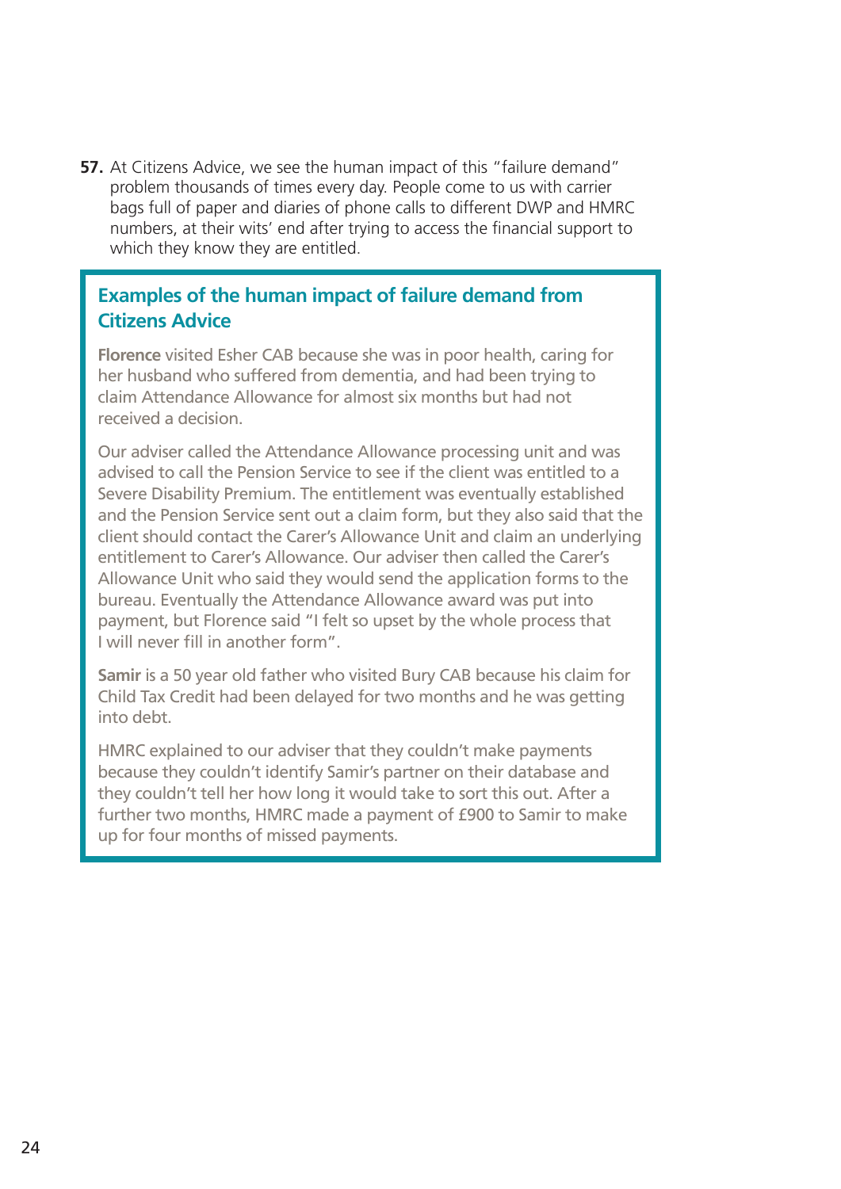**57.** At Citizens Advice, we see the human impact of this "failure demand" problem thousands of times every day. People come to us with carrier bags full of paper and diaries of phone calls to different DWP and HMRC numbers, at their wits' end after trying to access the financial support to which they know they are entitled.

### Examples of the human impact of failure demand from Citizens Advice

**Florence** visited Esher CAB because she was in poor health, caring for her husband who suffered from dementia, and had been trying to claim Attendance Allowance for almost six months but had not received a decision.

Our adviser called the Attendance Allowance processing unit and was advised to call the Pension Service to see if the client was entitled to a Severe Disability Premium. The entitlement was eventually established and the Pension Service sent out a claim form, but they also said that the client should contact the Carer's Allowance Unit and claim an underlying entitlement to Carer's Allowance. Our adviser then called the Carer's Allowance Unit who said they would send the application forms to the bureau. Eventually the Attendance Allowance award was put into payment, but Florence said "I felt so upset by the whole process that I will never fill in another form".

**Samir** is a 50 year old father who visited Bury CAB because his claim for Child Tax Credit had been delayed for two months and he was getting into debt.

HMRC explained to our adviser that they couldn't make payments because they couldn't identify Samir's partner on their database and they couldn't tell her how long it would take to sort this out. After a further two months, HMRC made a payment of £900 to Samir to make up for four months of missed payments.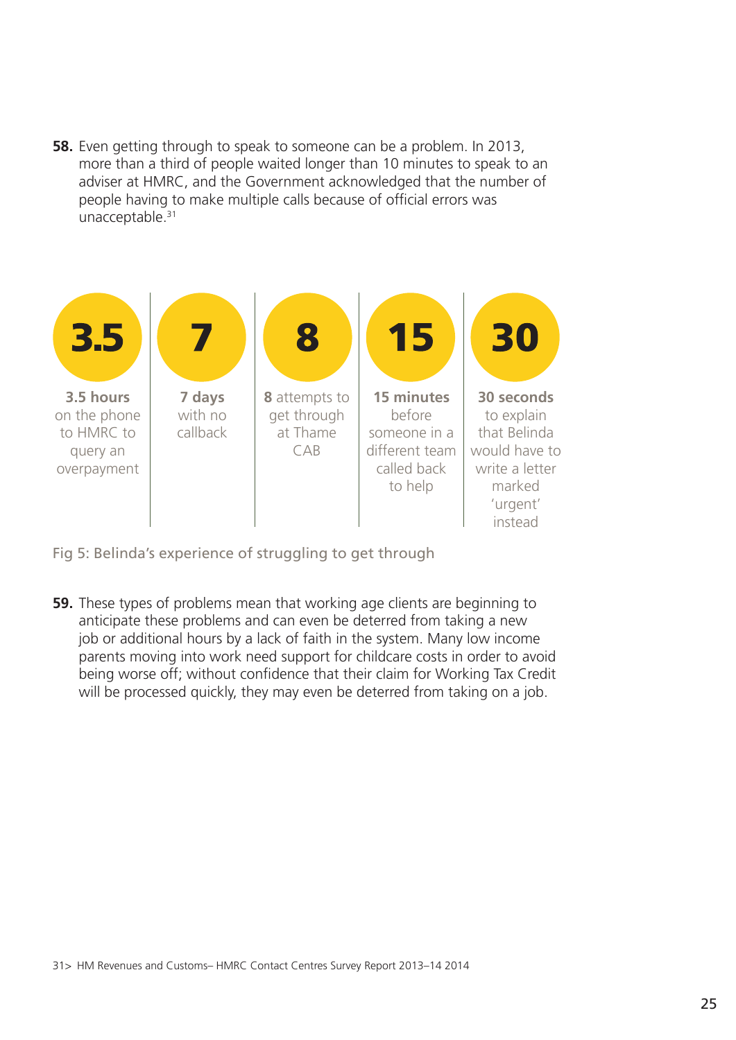**58.** Even getting through to speak to someone can be a problem. In 2013, more than a third of people waited longer than 10 minutes to speak to an adviser at HMRC, and the Government acknowledged that the number of people having to make multiple calls because of official errors was unacceptable.[31]

| 3.5 | 7 | 8 | 15 | 30 |
|---|---|---|---|---|
| **3.5 hours** on the phone to HMRC to query an overpayment | **7 days** with no callback | **8** attempts to get through at Thame CAB | **15 minutes** before someone in a different team called back to help | **30 seconds** to explain that Belinda would have to write a letter marked 'urgent' instead |

Fig 5: Belinda's experience of struggling to get through

**59.** These types of problems mean that working age clients are beginning to anticipate these problems and can even be deterred from taking a new job or additional hours by a lack of faith in the system. Many low income parents moving into work need support for childcare costs in order to avoid being worse off; without confidence that their claim for Working Tax Credit will be processed quickly, they may even be deterred from taking on a job.

31> HM Revenues and Customs– HMRC Contact Centres Survey Report 2013–14 2014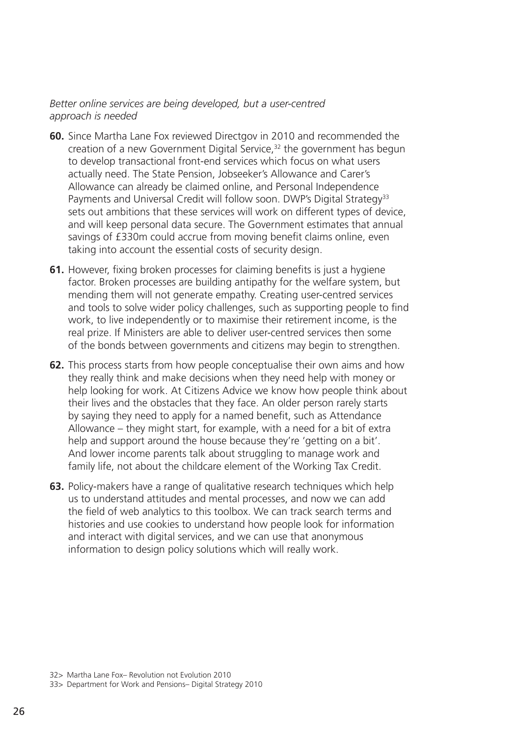*Better online services are being developed, but a user-centred approach is needed*

**60.** Since Martha Lane Fox reviewed Directgov in 2010 and recommended the creation of a new Government Digital Service,[32] the government has begun to develop transactional front-end services which focus on what users actually need. The State Pension, Jobseeker's Allowance and Carer's Allowance can already be claimed online, and Personal Independence Payments and Universal Credit will follow soon. DWP's Digital Strategy[33] sets out ambitions that these services will work on different types of device, and will keep personal data secure. The Government estimates that annual savings of £330m could accrue from moving benefit claims online, even taking into account the essential costs of security design.

**61.** However, fixing broken processes for claiming benefits is just a hygiene factor. Broken processes are building antipathy for the welfare system, but mending them will not generate empathy. Creating user-centred services and tools to solve wider policy challenges, such as supporting people to find work, to live independently or to maximise their retirement income, is the real prize. If Ministers are able to deliver user-centred services then some of the bonds between governments and citizens may begin to strengthen.

**62.** This process starts from how people conceptualise their own aims and how they really think and make decisions when they need help with money or help looking for work. At Citizens Advice we know how people think about their lives and the obstacles that they face. An older person rarely starts by saying they need to apply for a named benefit, such as Attendance Allowance – they might start, for example, with a need for a bit of extra help and support around the house because they're 'getting on a bit'. And lower income parents talk about struggling to manage work and family life, not about the childcare element of the Working Tax Credit.

**63.** Policy-makers have a range of qualitative research techniques which help us to understand attitudes and mental processes, and now we can add the field of web analytics to this toolbox. We can track search terms and histories and use cookies to understand how people look for information and interact with digital services, and we can use that anonymous information to design policy solutions which will really work.

32> Martha Lane Fox– Revolution not Evolution 2010

33> Department for Work and Pensions– Digital Strategy 2010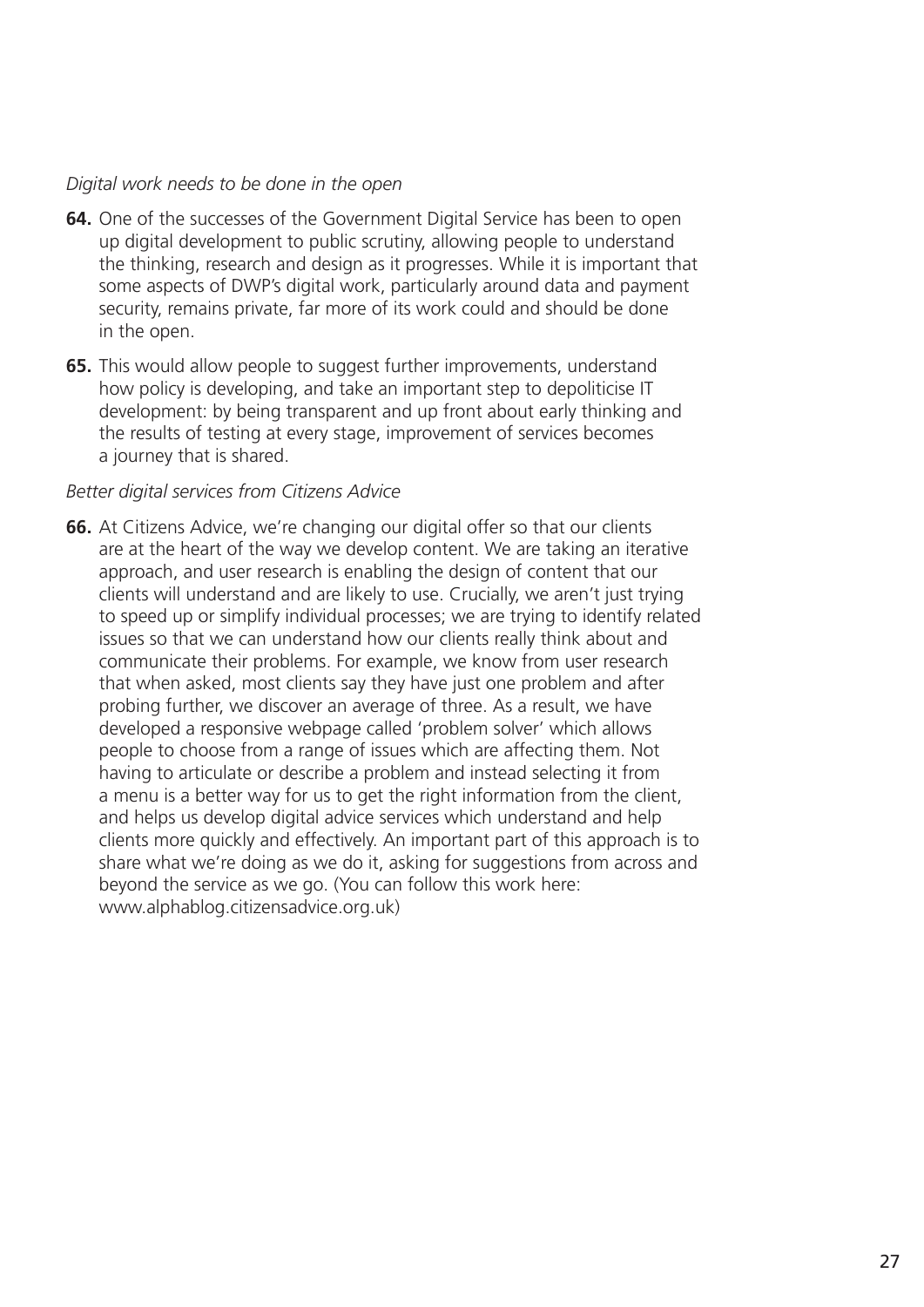*Digital work needs to be done in the open*

**64.** One of the successes of the Government Digital Service has been to open up digital development to public scrutiny, allowing people to understand the thinking, research and design as it progresses. While it is important that some aspects of DWP's digital work, particularly around data and payment security, remains private, far more of its work could and should be done in the open.

**65.** This would allow people to suggest further improvements, understand how policy is developing, and take an important step to depoliticise IT development: by being transparent and up front about early thinking and the results of testing at every stage, improvement of services becomes a journey that is shared.

*Better digital services from Citizens Advice*

**66.** At Citizens Advice, we're changing our digital offer so that our clients are at the heart of the way we develop content. We are taking an iterative approach, and user research is enabling the design of content that our clients will understand and are likely to use. Crucially, we aren't just trying to speed up or simplify individual processes; we are trying to identify related issues so that we can understand how our clients really think about and communicate their problems. For example, we know from user research that when asked, most clients say they have just one problem and after probing further, we discover an average of three. As a result, we have developed a responsive webpage called 'problem solver' which allows people to choose from a range of issues which are affecting them. Not having to articulate or describe a problem and instead selecting it from a menu is a better way for us to get the right information from the client, and helps us develop digital advice services which understand and help clients more quickly and effectively. An important part of this approach is to share what we're doing as we do it, asking for suggestions from across and beyond the service as we go. (You can follow this work here: www.alphablog.citizensadvice.org.uk)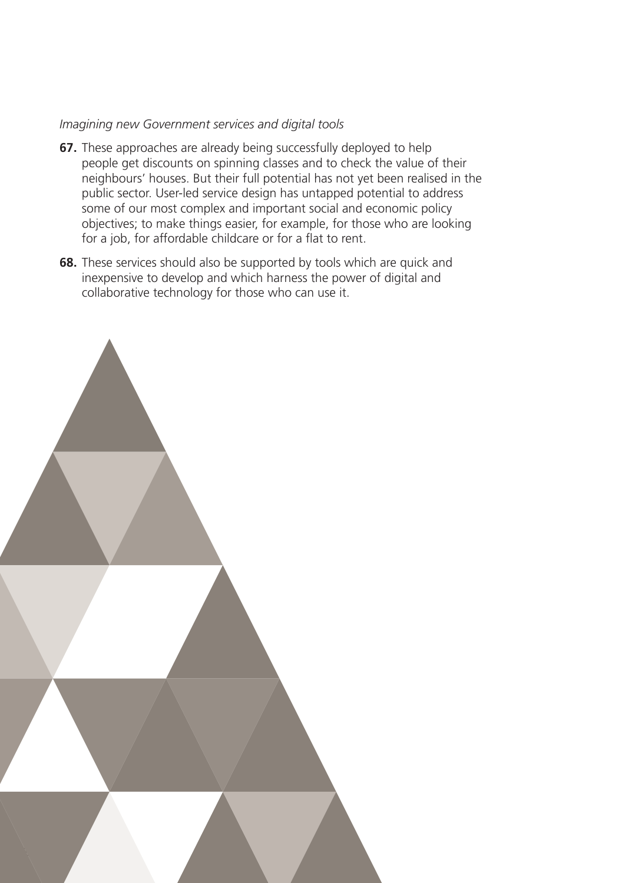*Imagining new Government services and digital tools*

**67.** These approaches are already being successfully deployed to help people get discounts on spinning classes and to check the value of their neighbours' houses. But their full potential has not yet been realised in the public sector. User-led service design has untapped potential to address some of our most complex and important social and economic policy objectives; to make things easier, for example, for those who are looking for a job, for affordable childcare or for a flat to rent.

**68.** These services should also be supported by tools which are quick and inexpensive to develop and which harness the power of digital and collaborative technology for those who can use it.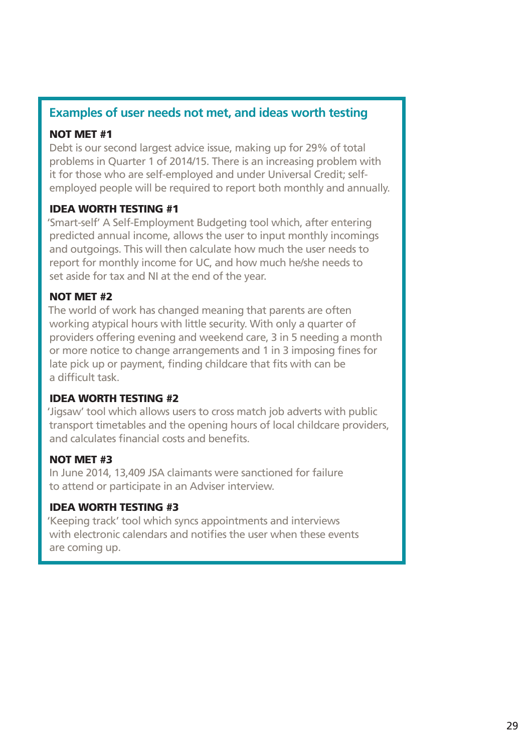## Examples of user needs not met, and ideas worth testing

**NOT MET #1**

Debt is our second largest advice issue, making up for 29% of total problems in Quarter 1 of 2014/15. There is an increasing problem with it for those who are self-employed and under Universal Credit; self-employed people will be required to report both monthly and annually.

**IDEA WORTH TESTING #1**

'Smart-self' A Self-Employment Budgeting tool which, after entering predicted annual income, allows the user to input monthly incomings and outgoings. This will then calculate how much the user needs to report for monthly income for UC, and how much he/she needs to set aside for tax and NI at the end of the year.

**NOT MET #2**

The world of work has changed meaning that parents are often working atypical hours with little security. With only a quarter of providers offering evening and weekend care, 3 in 5 needing a month or more notice to change arrangements and 1 in 3 imposing fines for late pick up or payment, finding childcare that fits with can be a difficult task.

**IDEA WORTH TESTING #2**

'Jigsaw' tool which allows users to cross match job adverts with public transport timetables and the opening hours of local childcare providers, and calculates financial costs and benefits.

**NOT MET #3**

In June 2014, 13,409 JSA claimants were sanctioned for failure to attend or participate in an Adviser interview.

**IDEA WORTH TESTING #3**

'Keeping track' tool which syncs appointments and interviews with electronic calendars and notifies the user when these events are coming up.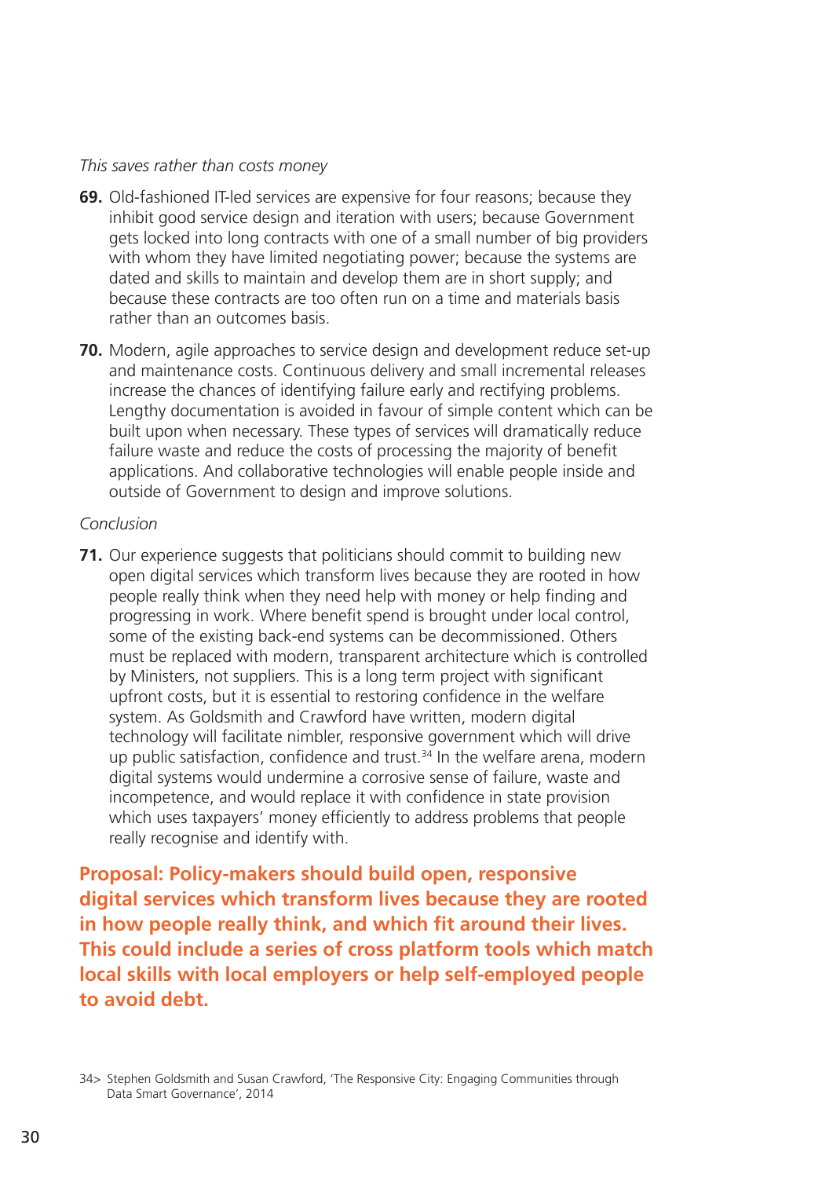*This saves rather than costs money*

**69.** Old-fashioned IT-led services are expensive for four reasons; because they inhibit good service design and iteration with users; because Government gets locked into long contracts with one of a small number of big providers with whom they have limited negotiating power; because the systems are dated and skills to maintain and develop them are in short supply; and because these contracts are too often run on a time and materials basis rather than an outcomes basis.

**70.** Modern, agile approaches to service design and development reduce set-up and maintenance costs. Continuous delivery and small incremental releases increase the chances of identifying failure early and rectifying problems. Lengthy documentation is avoided in favour of simple content which can be built upon when necessary. These types of services will dramatically reduce failure waste and reduce the costs of processing the majority of benefit applications. And collaborative technologies will enable people inside and outside of Government to design and improve solutions.

*Conclusion*

**71.** Our experience suggests that politicians should commit to building new open digital services which transform lives because they are rooted in how people really think when they need help with money or help finding and progressing in work. Where benefit spend is brought under local control, some of the existing back-end systems can be decommissioned. Others must be replaced with modern, transparent architecture which is controlled by Ministers, not suppliers. This is a long term project with significant upfront costs, but it is essential to restoring confidence in the welfare system. As Goldsmith and Crawford have written, modern digital technology will facilitate nimbler, responsive government which will drive up public satisfaction, confidence and trust.[34] In the welfare arena, modern digital systems would undermine a corrosive sense of failure, waste and incompetence, and would replace it with confidence in state provision which uses taxpayers' money efficiently to address problems that people really recognise and identify with.

**Proposal: Policy-makers should build open, responsive digital services which transform lives because they are rooted in how people really think, and which fit around their lives. This could include a series of cross platform tools which match local skills with local employers or help self-employed people to avoid debt.**

34> Stephen Goldsmith and Susan Crawford, 'The Responsive City: Engaging Communities through Data Smart Governance', 2014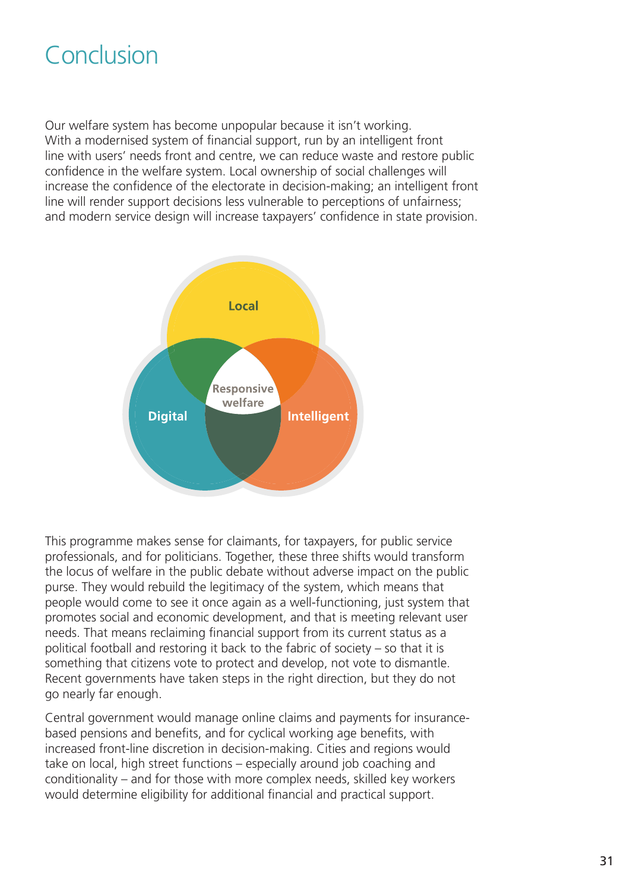# Conclusion

Our welfare system has become unpopular because it isn't working. With a modernised system of financial support, run by an intelligent front line with users' needs front and centre, we can reduce waste and restore public confidence in the welfare system. Local ownership of social challenges will increase the confidence of the electorate in decision-making; an intelligent front line will render support decisions less vulnerable to perceptions of unfairness; and modern service design will increase taxpayers' confidence in state provision.

Local

Digital

Intelligent

Responsive welfare

This programme makes sense for claimants, for taxpayers, for public service professionals, and for politicians. Together, these three shifts would transform the locus of welfare in the public debate without adverse impact on the public purse. They would rebuild the legitimacy of the system, which means that people would come to see it once again as a well-functioning, just system that promotes social and economic development, and that is meeting relevant user needs. That means reclaiming financial support from its current status as a political football and restoring it back to the fabric of society – so that it is something that citizens vote to protect and develop, not vote to dismantle. Recent governments have taken steps in the right direction, but they do not go nearly far enough.

Central government would manage online claims and payments for insurance-based pensions and benefits, and for cyclical working age benefits, with increased front-line discretion in decision-making. Cities and regions would take on local, high street functions – especially around job coaching and conditionality – and for those with more complex needs, skilled key workers would determine eligibility for additional financial and practical support.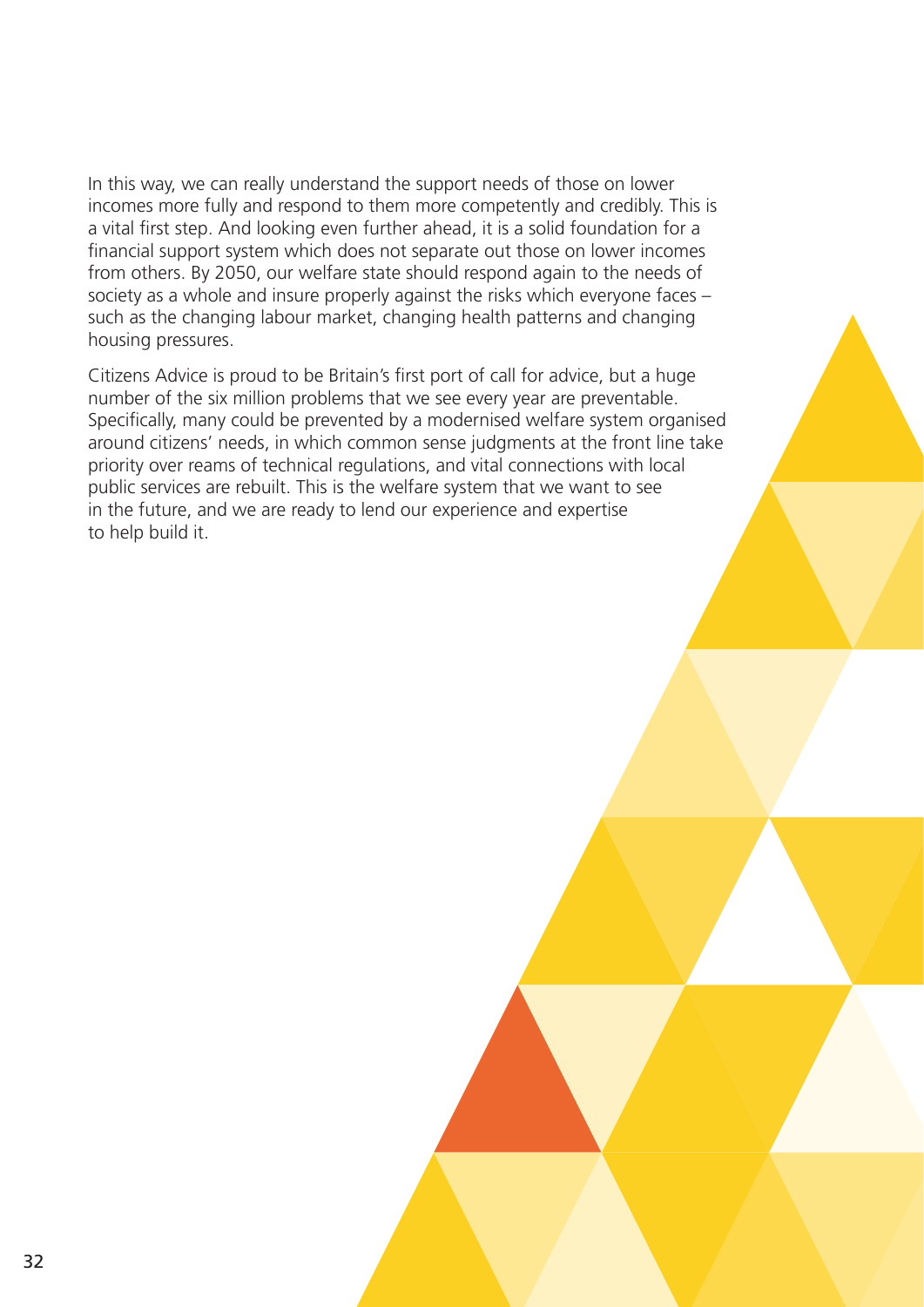In this way, we can really understand the support needs of those on lower incomes more fully and respond to them more competently and credibly. This is a vital first step. And looking even further ahead, it is a solid foundation for a financial support system which does not separate out those on lower incomes from others. By 2050, our welfare state should respond again to the needs of society as a whole and insure properly against the risks which everyone faces – such as the changing labour market, changing health patterns and changing housing pressures.

Citizens Advice is proud to be Britain's first port of call for advice, but a huge number of the six million problems that we see every year are preventable. Specifically, many could be prevented by a modernised welfare system organised around citizens' needs, in which common sense judgments at the front line take priority over reams of technical regulations, and vital connections with local public services are rebuilt. This is the welfare system that we want to see in the future, and we are ready to lend our experience and expertise to help build it.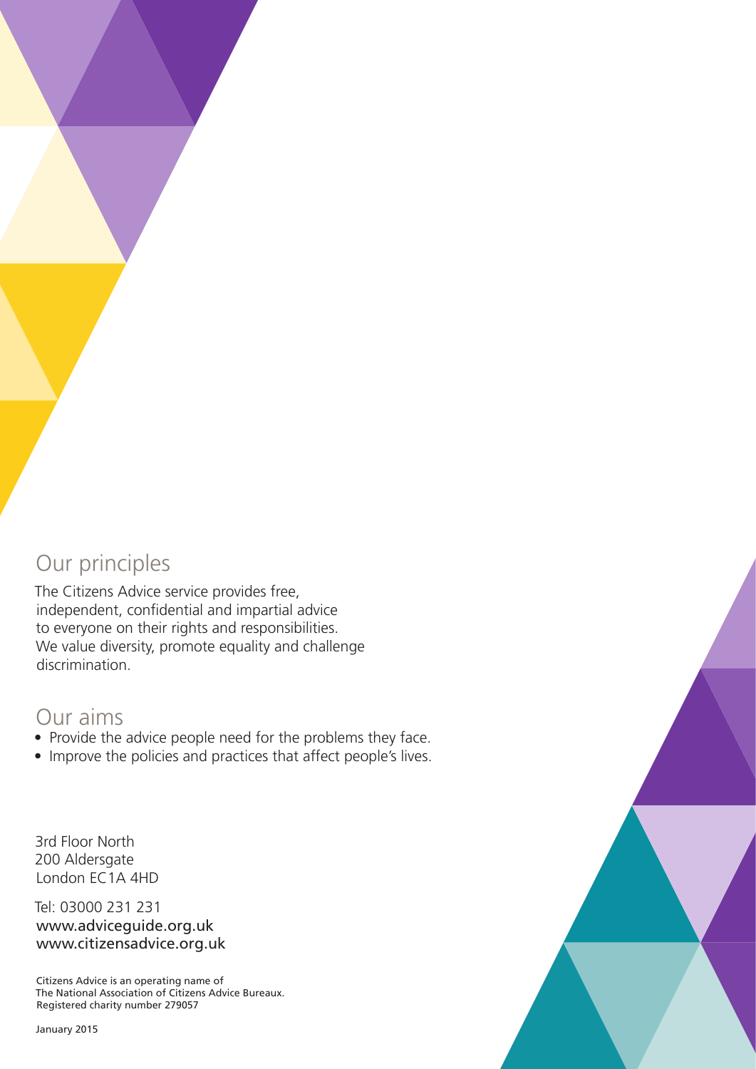## Our principles

The Citizens Advice service provides free, independent, confidential and impartial advice to everyone on their rights and responsibilities. We value diversity, promote equality and challenge discrimination.

## Our aims

- Provide the advice people need for the problems they face.
- Improve the policies and practices that affect people's lives.

3rd Floor North
200 Aldersgate
London EC1A 4HD

Tel: 03000 231 231
www.adviceguide.org.uk
www.citizensadvice.org.uk

Citizens Advice is an operating name of
The National Association of Citizens Advice Bureaux.
Registered charity number 279057

January 2015